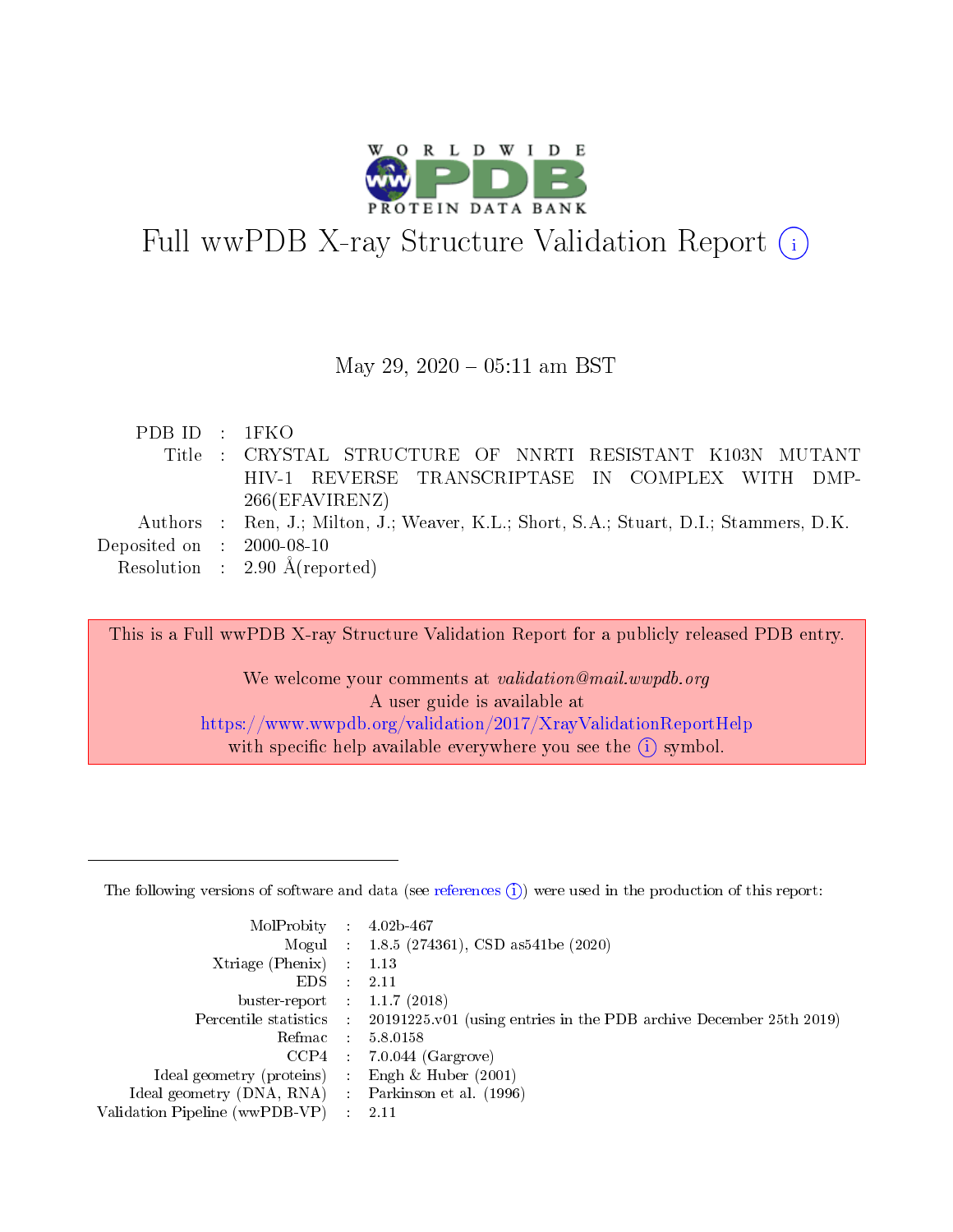# Full wwPDB X-ray Structure Validation Report (i)

May 29, 2020 – 05:11 am BST

| | | |
|---|---|---|
| PDB ID | : | 1FKO |
| Title | : | CRYSTAL STRUCTURE OF NNRTI RESISTANT K103N MUTANT HIV-1 REVERSE TRANSCRIPTASE IN COMPLEX WITH DMP-266(EFAVIRENZ) |
| Authors | : | Ren, J.; Milton, J.; Weaver, K.L.; Short, S.A.; Stuart, D.I.; Stammers, D.K. |
| Deposited on | : | 2000-08-10 |
| Resolution | : | 2.90 Å(reported) |

This is a Full wwPDB X-ray Structure Validation Report for a publicly released PDB entry.

We welcome your comments at *validation@mail.wwpdb.org*
A user guide is available at
https://www.wwpdb.org/validation/2017/XrayValidationReportHelp
with specific help available everywhere you see the (i) symbol.

---

The following versions of software and data (see references (i)) were used in the production of this report:

| | | |
|---|---|---|
| MolProbity | : | 4.02b-467 |
| Mogul | : | 1.8.5 (274361), CSD as541be (2020) |
| Xtriage (Phenix) | : | 1.13 |
| EDS | : | 2.11 |
| buster-report | : | 1.1.7 (2018) |
| Percentile statistics | : | 20191225.v01 (using entries in the PDB archive December 25th 2019) |
| Refmac | : | 5.8.0158 |
| CCP4 | : | 7.0.044 (Gargrove) |
| Ideal geometry (proteins) | : | Engh & Huber (2001) |
| Ideal geometry (DNA, RNA) | : | Parkinson et al. (1996) |
| Validation Pipeline (wwPDB-VP) | : | 2.11 |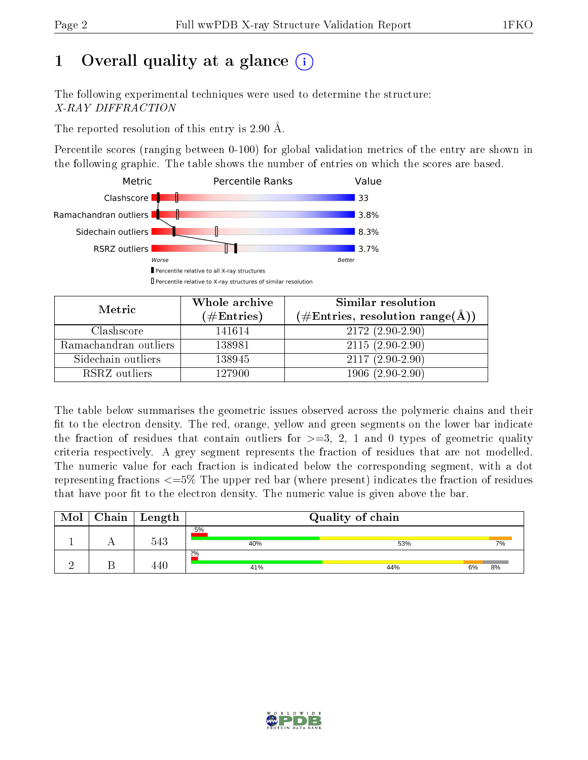# 1 Overall quality at a glance

The following experimental techniques were used to determine the structure:
*X-RAY DIFFRACTION*

The reported resolution of this entry is 2.90 Å.

Percentile scores (ranging between 0-100) for global validation metrics of the entry are shown in the following graphic. The table shows the number of entries on which the scores are based.

| Metric | Value |
|---|---|
| Clashscore | 33 |
| Ramachandran outliers | 3.8% |
| Sidechain outliers | 8.3% |
| RSRZ outliers | 3.7% |

Worse — Better

▮ Percentile relative to all X-ray structures
▯ Percentile relative to X-ray structures of similar resolution

| Metric | Whole archive (#Entries) | Similar resolution (#Entries, resolution range(Å)) |
|---|---|---|
| Clashscore | 141614 | 2172 (2.90-2.90) |
| Ramachandran outliers | 138981 | 2115 (2.90-2.90) |
| Sidechain outliers | 138945 | 2117 (2.90-2.90) |
| RSRZ outliers | 127900 | 1906 (2.90-2.90) |

The table below summarises the geometric issues observed across the polymeric chains and their fit to the electron density. The red, orange, yellow and green segments on the lower bar indicate the fraction of residues that contain outliers for >=3, 2, 1 and 0 types of geometric quality criteria respectively. A grey segment represents the fraction of residues that are not modelled. The numeric value for each fraction is indicated below the corresponding segment, with a dot representing fractions <=5% The upper red bar (where present) indicates the fraction of residues that have poor fit to the electron density. The numeric value is given above the bar.

| Mol | Chain | Length | Quality of chain |
|---|---|---|---|
| 1 | A | 543 | 5%; 40%, 53%, 7% |
| 2 | B | 440 | 2%; 41%, 44%, 6%, 8% |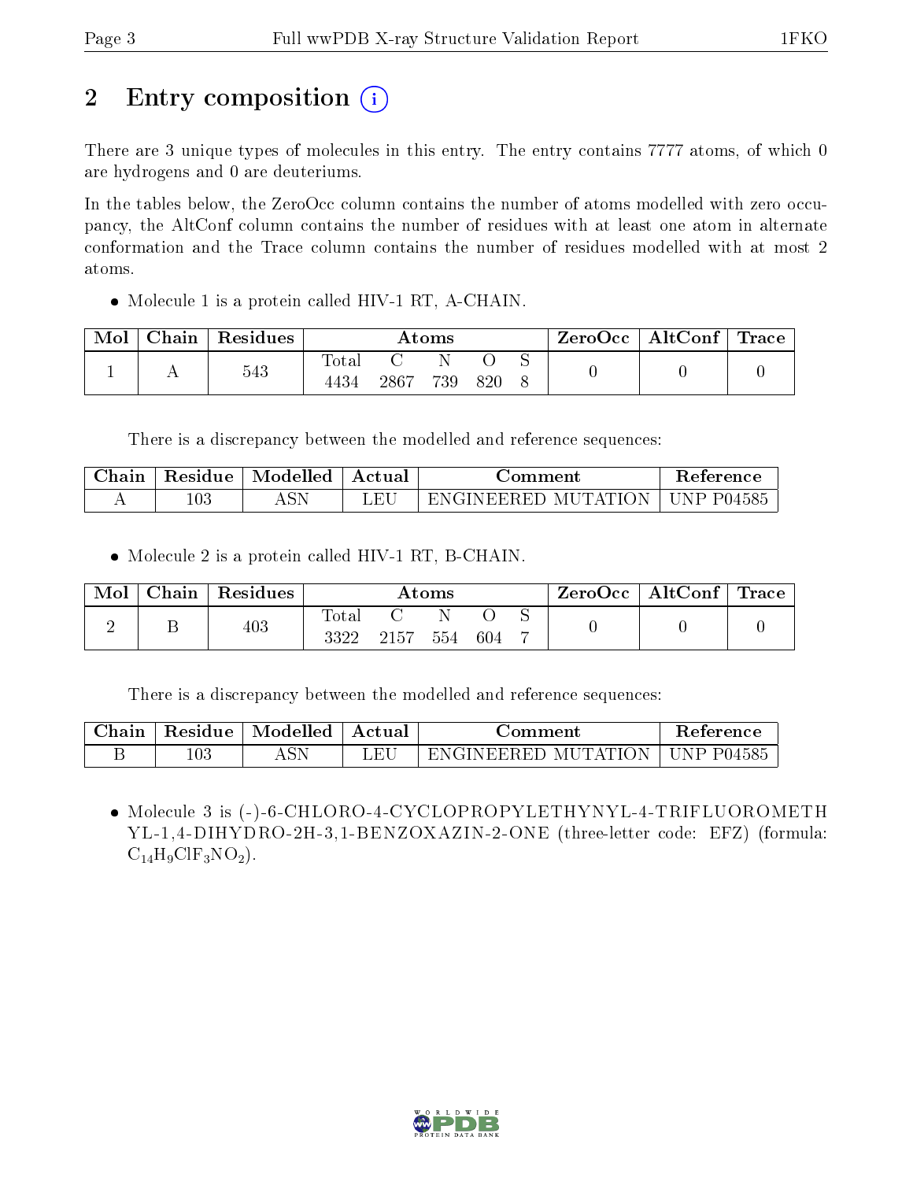## 2 Entry composition (i)

There are 3 unique types of molecules in this entry. The entry contains 7777 atoms, of which 0 are hydrogens and 0 are deuteriums.

In the tables below, the ZeroOcc column contains the number of atoms modelled with zero occupancy, the AltConf column contains the number of residues with at least one atom in alternate conformation and the Trace column contains the number of residues modelled with at most 2 atoms.

- Molecule 1 is a protein called HIV-1 RT, A-CHAIN.

| Mol | Chain | Residues | Atoms | | | | | ZeroOcc | AltConf | Trace |
|---|---|---|---|---|---|---|---|---|---|---|
| 1 | A | 543 | Total | C | N | O | S | 0 | 0 | 0 |
| | | | 4434 | 2867 | 739 | 820 | 8 | | | |

There is a discrepancy between the modelled and reference sequences:

| Chain | Residue | Modelled | Actual | Comment | Reference |
|---|---|---|---|---|---|
| A | 103 | ASN | LEU | ENGINEERED MUTATION | UNP P04585 |

- Molecule 2 is a protein called HIV-1 RT, B-CHAIN.

| Mol | Chain | Residues | Atoms | | | | | ZeroOcc | AltConf | Trace |
|---|---|---|---|---|---|---|---|---|---|---|
| 2 | B | 403 | Total | C | N | O | S | 0 | 0 | 0 |
| | | | 3322 | 2157 | 554 | 604 | 7 | | | |

There is a discrepancy between the modelled and reference sequences:

| Chain | Residue | Modelled | Actual | Comment | Reference |
|---|---|---|---|---|---|
| B | 103 | ASN | LEU | ENGINEERED MUTATION | UNP P04585 |

- Molecule 3 is (-)-6-CHLORO-4-CYCLOPROPYLETHYNYL-4-TRIFLUOROMETHYL-1,4-DIHYDRO-2H-3,1-BENZOXAZIN-2-ONE (three-letter code: EFZ) (formula: $C_{14}H_9ClF_3NO_2$).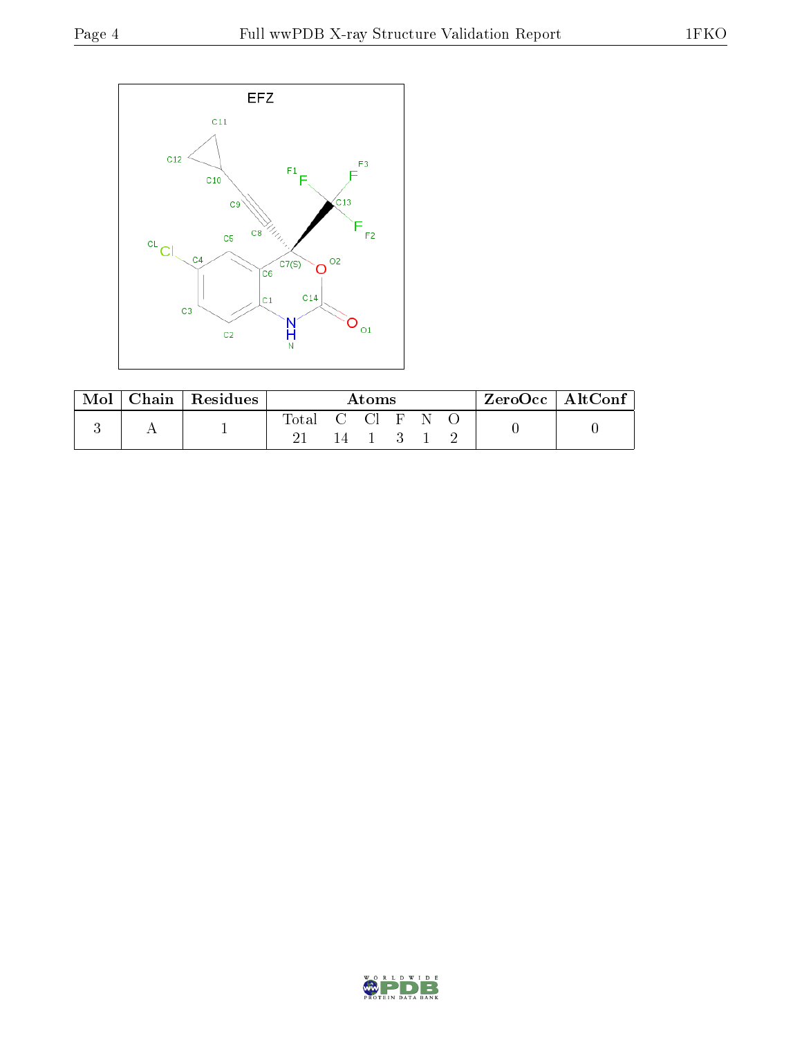EFZ

| Mol | Chain | Residues | Atoms | | | | | | ZeroOcc | AltConf |
|---|---|---|---|---|---|---|---|---|---|---|
| | | | Total | C | Cl | F | N | O | | |
| 3 | A | 1 | 21 | 14 | 1 | 3 | 1 | 2 | 0 | 0 |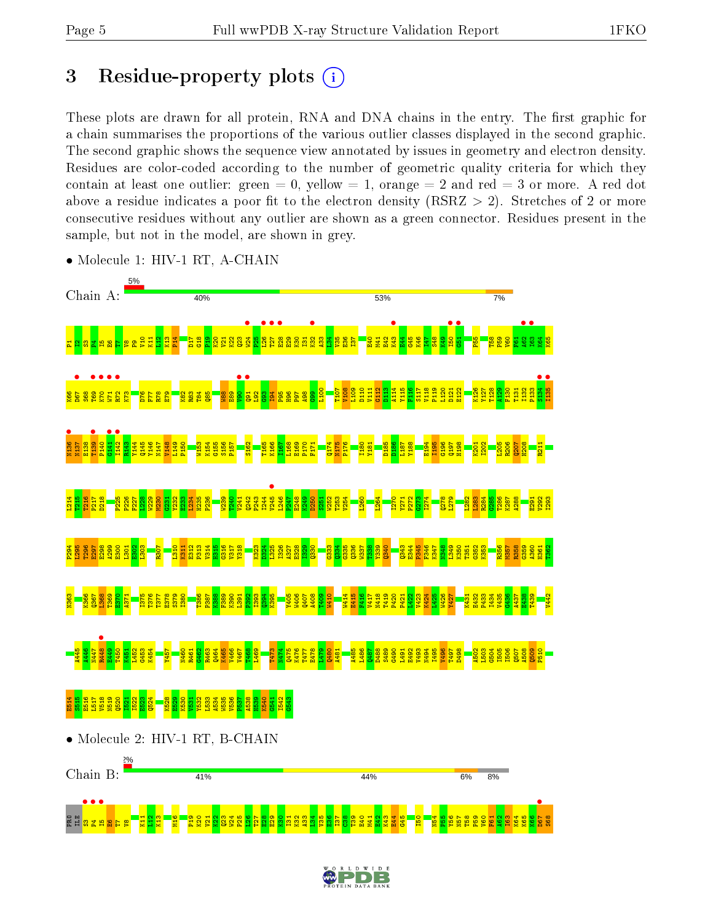# 3 Residue-property plots

These plots are drawn for all protein, RNA and DNA chains in the entry. The first graphic for a chain summarises the proportions of the various outlier classes displayed in the second graphic. The second graphic shows the sequence view annotated by issues in geometry and electron density. Residues are color-coded according to the number of geometric quality criteria for which they contain at least one outlier: green = 0, yellow = 1, orange = 2 and red = 3 or more. A red dot above a residue indicates a poor fit to the electron density (RSRZ > 2). Stretches of 2 or more consecutive residues without any outlier are shown as a green connector. Residues present in the sample, but not in the model, are shown in grey.

- Molecule 1: HIV-1 RT, A-CHAIN

Chain A: 5% | 40% | 53% | 7%

- Molecule 2: HIV-1 RT, B-CHAIN

Chain B: 2% | 41% | 44% | 6% | 8%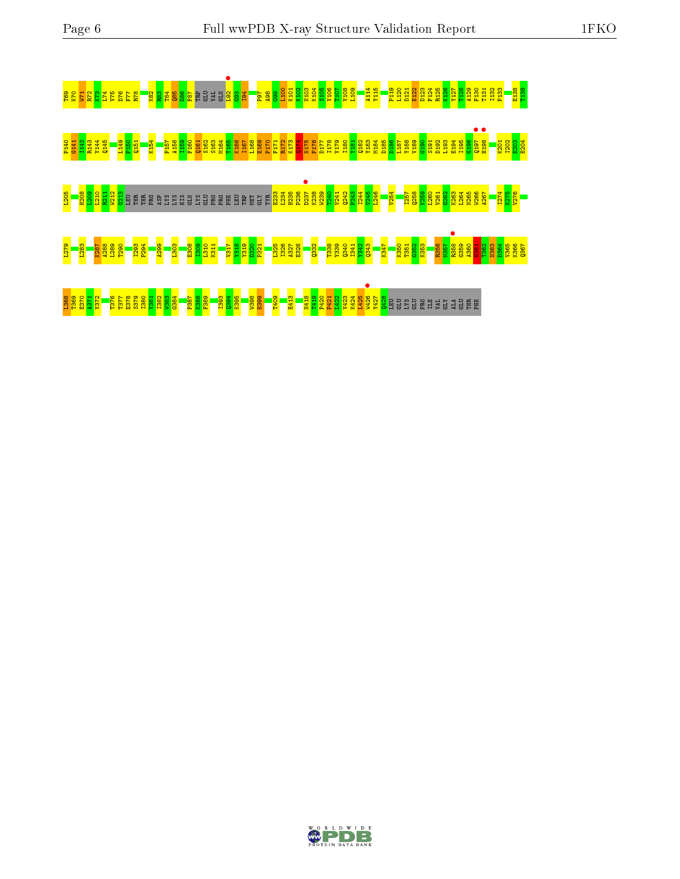T69 K70 W71 R72 K73 L74 V75 D76 F77 R78 K82 R83 T84 Q85 D86 F87 TRP GLU VAL GLN L92 G93 I94 P97 A98 G99 L100 K101 K102 N103 K104 S105 V106 T107 V108 L109 A114 Y115 P119 L120 D121 E122 D123 F124 R125 K126 Y127 T128 A129 F130 T131 I132 P133 E138 T139

P140 G141 I142 R143 Y144 Q145 L149 F150 Q151 K154 P157 A158 I159 F160 Q161 S162 S163 M164 T165 K166 I167 L168 E169 P170 F171 R172 K173 Q174 N175 P176 D177 I178 V179 I180 Y181 Q182 Y183 M184 D185 D186 L187 Y188 V189 G190 S191 D192 L193 E194 I195 G196 Q197 H198 K201 I202 E203 E204

L205 H208 L209 L210 R211 W212 G213 LEU THR THR PRO ASP LYS LYS HIS GLN LYS GLU PRO PRO PHE LEU TRP MET GLY TYR E233 L234 H235 P236 D237 K238 W239 T240 V241 Q242 P243 I244 V245 L246 V254 I257 Q258 K259 L260 V261 G262 K263 L264 N265 W266 A267 I274 K275 V276

L279 L283 K287 A288 L289 T290 I293 P294 A299 L303 E308 I309 L310 K311 V317 Y318 Y319 D320 P321 L325 I326 A327 E328 Q332 T338 Y339 Q340 I341 Y342 Q343 K347 K350 T351 G352 K353 R356 M357 R358 G359 A360 A361 T362 N363 D364 V365 K366 Q367

I368 T369 E370 A371 V372 T376 T377 E378 S379 I380 V381 I382 W383 G384 P387 K388 F389 I393 Q394 K395 W398 E399 T409 E413 N418 T419 P420 P421 L422 V423 K424 L425 W426 Y427 Q428 LEU GLU LYS GLU PRO ILE VAL GLY ALA GLU THR PHE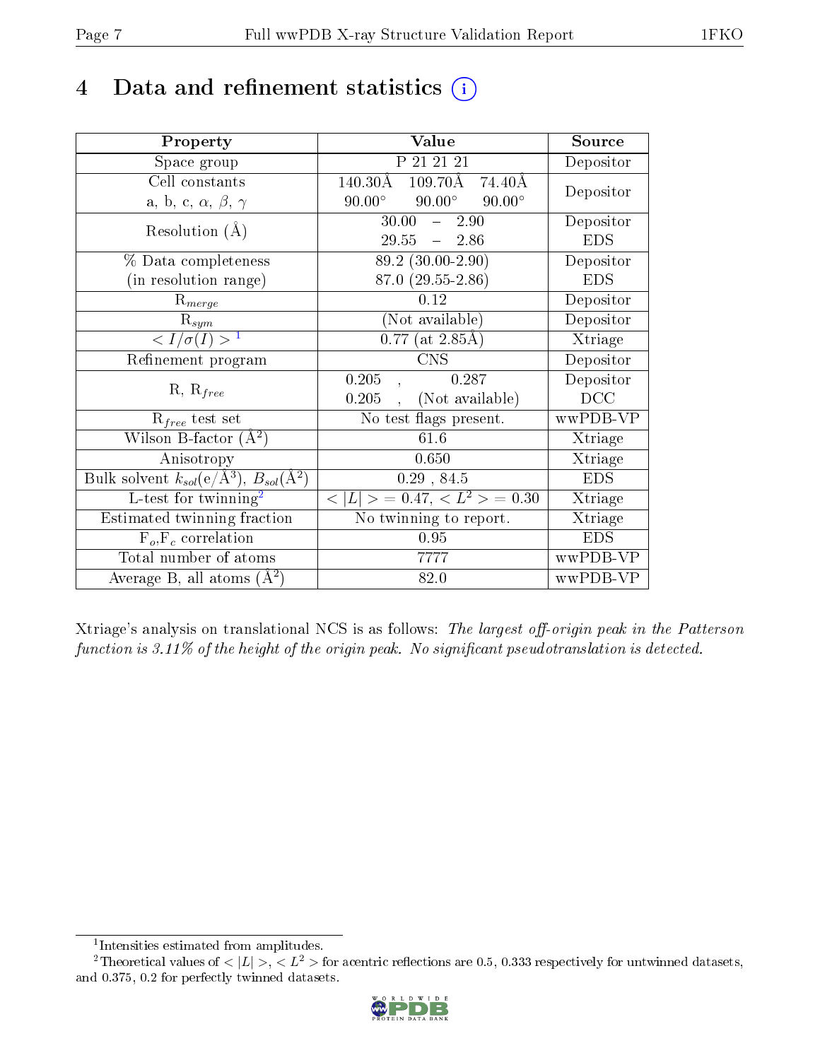# 4 Data and refinement statistics (i)

| Property | Value | Source |
|---|---|---|
| Space group | P 21 21 21 | Depositor |
| Cell constants<br>a, b, c, $\alpha$, $\beta$, $\gamma$ | 140.30Å 109.70Å 74.40Å<br>90.00° 90.00° 90.00° | Depositor |
| Resolution (Å) | 30.00 – 2.90<br>29.55 – 2.86 | Depositor<br>EDS |
| % Data completeness<br>(in resolution range) | 89.2 (30.00-2.90)<br>87.0 (29.55-2.86) | Depositor<br>EDS |
| $R_{merge}$ | 0.12 | Depositor |
| $R_{sym}$ | (Not available) | Depositor |
| $< I/\sigma(I) >$ [1] | 0.77 (at 2.85Å) | Xtriage |
| Refinement program | CNS | Depositor |
| R, $R_{free}$ | 0.205 , 0.287<br>0.205 , (Not available) | Depositor<br>DCC |
| $R_{free}$ test set | No test flags present. | wwPDB-VP |
| Wilson B-factor (Å$^2$) | 61.6 | Xtriage |
| Anisotropy | 0.650 | Xtriage |
| Bulk solvent $k_{sol}$(e/Å$^3$), $B_{sol}$(Å$^2$) | 0.29 , 84.5 | EDS |
| L-test for twinning[2] | $< \|L\| >$ = 0.47, $< L^2 >$ = 0.30 | Xtriage |
| Estimated twinning fraction | No twinning to report. | Xtriage |
| $F_o$,$F_c$ correlation | 0.95 | EDS |
| Total number of atoms | 7777 | wwPDB-VP |
| Average B, all atoms (Å$^2$) | 82.0 | wwPDB-VP |

Xtriage's analysis on translational NCS is as follows: *The largest off-origin peak in the Patterson function is 3.11% of the height of the origin peak. No significant pseudotranslation is detected.*

[1] Intensities estimated from amplitudes.

[2] Theoretical values of $< |L| >$, $< L^2 >$ for acentric reflections are 0.5, 0.333 respectively for untwinned datasets, and 0.375, 0.2 for perfectly twinned datasets.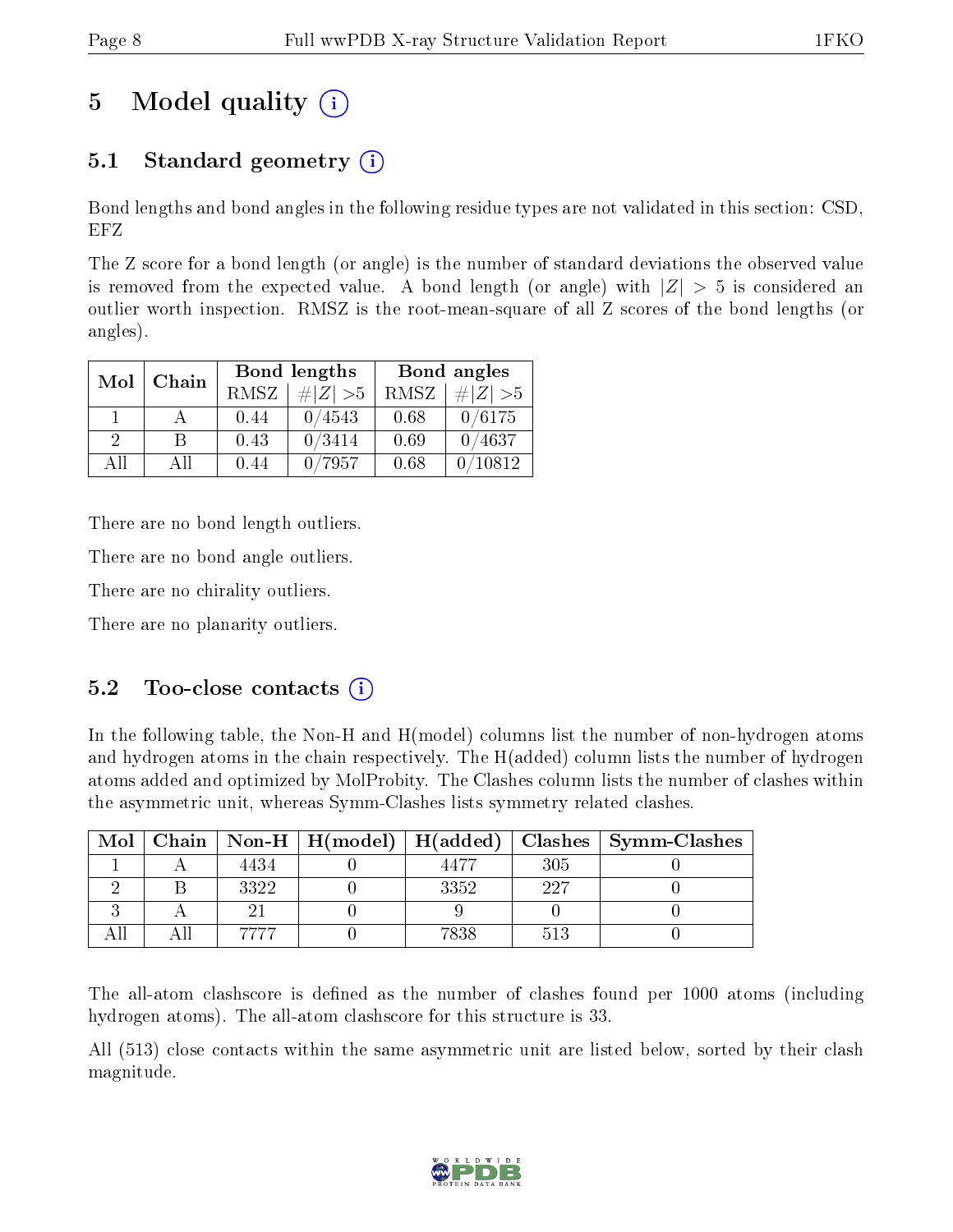# 5 Model quality

## 5.1 Standard geometry

Bond lengths and bond angles in the following residue types are not validated in this section: CSD, EFZ

The Z score for a bond length (or angle) is the number of standard deviations the observed value is removed from the expected value. A bond length (or angle) with $|Z| > 5$ is considered an outlier worth inspection. RMSZ is the root-mean-square of all Z scores of the bond lengths (or angles).

| Mol | Chain | Bond lengths | | Bond angles | |
|---|---|---|---|---|---|
| | | RMSZ | $\#\|Z\| > 5$ | RMSZ | $\#\|Z\| > 5$ |
| 1 | A | 0.44 | 0/4543 | 0.68 | 0/6175 |
| 2 | B | 0.43 | 0/3414 | 0.69 | 0/4637 |
| All | All | 0.44 | 0/7957 | 0.68 | 0/10812 |

There are no bond length outliers.

There are no bond angle outliers.

There are no chirality outliers.

There are no planarity outliers.

## 5.2 Too-close contacts

In the following table, the Non-H and H(model) columns list the number of non-hydrogen atoms and hydrogen atoms in the chain respectively. The H(added) column lists the number of hydrogen atoms added and optimized by MolProbity. The Clashes column lists the number of clashes within the asymmetric unit, whereas Symm-Clashes lists symmetry related clashes.

| Mol | Chain | Non-H | H(model) | H(added) | Clashes | Symm-Clashes |
|---|---|---|---|---|---|---|
| 1 | A | 4434 | 0 | 4477 | 305 | 0 |
| 2 | B | 3322 | 0 | 3352 | 227 | 0 |
| 3 | A | 21 | 0 | 9 | 0 | 0 |
| All | All | 7777 | 0 | 7838 | 513 | 0 |

The all-atom clashscore is defined as the number of clashes found per 1000 atoms (including hydrogen atoms). The all-atom clashscore for this structure is 33.

All (513) close contacts within the same asymmetric unit are listed below, sorted by their clash magnitude.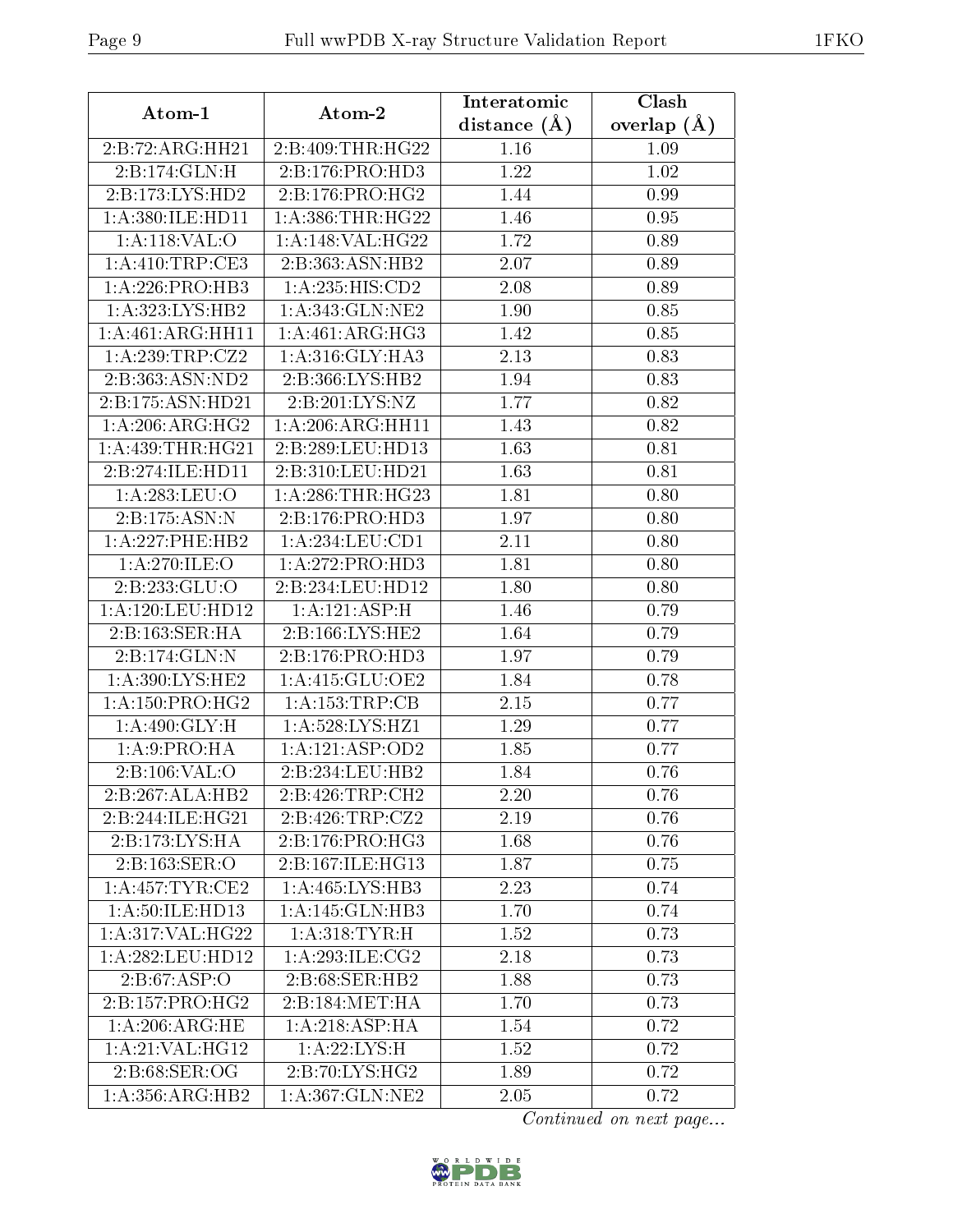| Atom-1 | Atom-2 | Interatomic distance (Å) | Clash overlap (Å) |
|---|---|---|---|
| 2:B:72:ARG:HH21 | 2:B:409:THR:HG22 | 1.16 | 1.09 |
| 2:B:174:GLN:H | 2:B:176:PRO:HD3 | 1.22 | 1.02 |
| 2:B:173:LYS:HD2 | 2:B:176:PRO:HG2 | 1.44 | 0.99 |
| 1:A:380:ILE:HD11 | 1:A:386:THR:HG22 | 1.46 | 0.95 |
| 1:A:118:VAL:O | 1:A:148:VAL:HG22 | 1.72 | 0.89 |
| 1:A:410:TRP:CE3 | 2:B:363:ASN:HB2 | 2.07 | 0.89 |
| 1:A:226:PRO:HB3 | 1:A:235:HIS:CD2 | 2.08 | 0.89 |
| 1:A:323:LYS:HB2 | 1:A:343:GLN:NE2 | 1.90 | 0.85 |
| 1:A:461:ARG:HH11 | 1:A:461:ARG:HG3 | 1.42 | 0.85 |
| 1:A:239:TRP:CZ2 | 1:A:316:GLY:HA3 | 2.13 | 0.83 |
| 2:B:363:ASN:ND2 | 2:B:366:LYS:HB2 | 1.94 | 0.83 |
| 2:B:175:ASN:HD21 | 2:B:201:LYS:NZ | 1.77 | 0.82 |
| 1:A:206:ARG:HG2 | 1:A:206:ARG:HH11 | 1.43 | 0.82 |
| 1:A:439:THR:HG21 | 2:B:289:LEU:HD13 | 1.63 | 0.81 |
| 2:B:274:ILE:HD11 | 2:B:310:LEU:HD21 | 1.63 | 0.81 |
| 1:A:283:LEU:O | 1:A:286:THR:HG23 | 1.81 | 0.80 |
| 2:B:175:ASN:N | 2:B:176:PRO:HD3 | 1.97 | 0.80 |
| 1:A:227:PHE:HB2 | 1:A:234:LEU:CD1 | 2.11 | 0.80 |
| 1:A:270:ILE:O | 1:A:272:PRO:HD3 | 1.81 | 0.80 |
| 2:B:233:GLU:O | 2:B:234:LEU:HD12 | 1.80 | 0.80 |
| 1:A:120:LEU:HD12 | 1:A:121:ASP:H | 1.46 | 0.79 |
| 2:B:163:SER:HA | 2:B:166:LYS:HE2 | 1.64 | 0.79 |
| 2:B:174:GLN:N | 2:B:176:PRO:HD3 | 1.97 | 0.79 |
| 1:A:390:LYS:HE2 | 1:A:415:GLU:OE2 | 1.84 | 0.78 |
| 1:A:150:PRO:HG2 | 1:A:153:TRP:CB | 2.15 | 0.77 |
| 1:A:490:GLY:H | 1:A:528:LYS:HZ1 | 1.29 | 0.77 |
| 1:A:9:PRO:HA | 1:A:121:ASP:OD2 | 1.85 | 0.77 |
| 2:B:106:VAL:O | 2:B:234:LEU:HB2 | 1.84 | 0.76 |
| 2:B:267:ALA:HB2 | 2:B:426:TRP:CH2 | 2.20 | 0.76 |
| 2:B:244:ILE:HG21 | 2:B:426:TRP:CZ2 | 2.19 | 0.76 |
| 2:B:173:LYS:HA | 2:B:176:PRO:HG3 | 1.68 | 0.76 |
| 2:B:163:SER:O | 2:B:167:ILE:HG13 | 1.87 | 0.75 |
| 1:A:457:TYR:CE2 | 1:A:465:LYS:HB3 | 2.23 | 0.74 |
| 1:A:50:ILE:HD13 | 1:A:145:GLN:HB3 | 1.70 | 0.74 |
| 1:A:317:VAL:HG22 | 1:A:318:TYR:H | 1.52 | 0.73 |
| 1:A:282:LEU:HD12 | 1:A:293:ILE:CG2 | 2.18 | 0.73 |
| 2:B:67:ASP:O | 2:B:68:SER:HB2 | 1.88 | 0.73 |
| 2:B:157:PRO:HG2 | 2:B:184:MET:HA | 1.70 | 0.73 |
| 1:A:206:ARG:HE | 1:A:218:ASP:HA | 1.54 | 0.72 |
| 1:A:21:VAL:HG12 | 1:A:22:LYS:H | 1.52 | 0.72 |
| 2:B:68:SER:OG | 2:B:70:LYS:HG2 | 1.89 | 0.72 |
| 1:A:356:ARG:HB2 | 1:A:367:GLN:NE2 | 2.05 | 0.72 |

*Continued on next page...*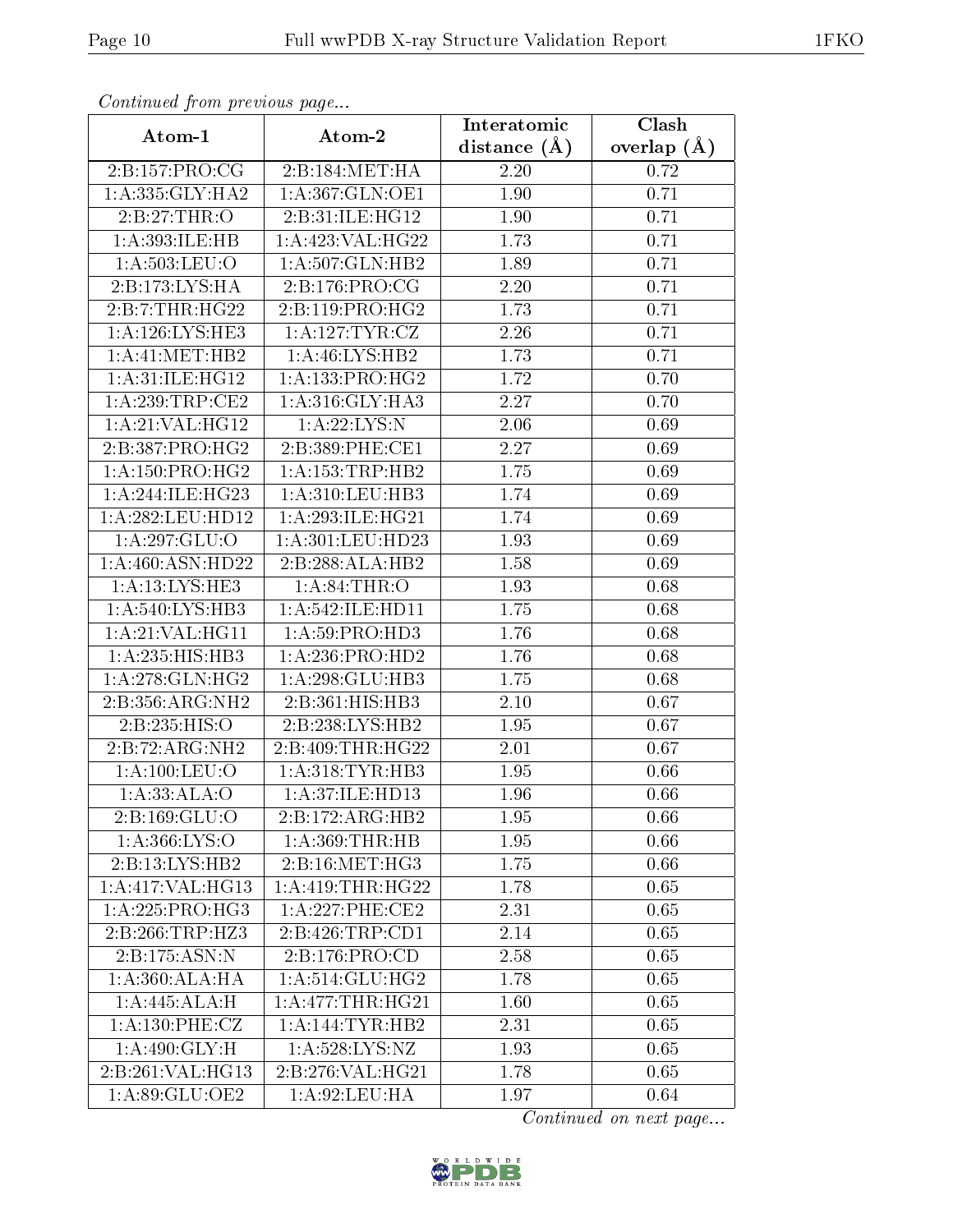*Continued from previous page...*

| Atom-1 | Atom-2 | Interatomic distance (Å) | Clash overlap (Å) |
|---|---|---|---|
| 2:B:157:PRO:CG | 2:B:184:MET:HA | 2.20 | 0.72 |
| 1:A:335:GLY:HA2 | 1:A:367:GLN:OE1 | 1.90 | 0.71 |
| 2:B:27:THR:O | 2:B:31:ILE:HG12 | 1.90 | 0.71 |
| 1:A:393:ILE:HB | 1:A:423:VAL:HG22 | 1.73 | 0.71 |
| 1:A:503:LEU:O | 1:A:507:GLN:HB2 | 1.89 | 0.71 |
| 2:B:173:LYS:HA | 2:B:176:PRO:CG | 2.20 | 0.71 |
| 2:B:7:THR:HG22 | 2:B:119:PRO:HG2 | 1.73 | 0.71 |
| 1:A:126:LYS:HE3 | 1:A:127:TYR:CZ | 2.26 | 0.71 |
| 1:A:41:MET:HB2 | 1:A:46:LYS:HB2 | 1.73 | 0.71 |
| 1:A:31:ILE:HG12 | 1:A:133:PRO:HG2 | 1.72 | 0.70 |
| 1:A:239:TRP:CE2 | 1:A:316:GLY:HA3 | 2.27 | 0.70 |
| 1:A:21:VAL:HG12 | 1:A:22:LYS:N | 2.06 | 0.69 |
| 2:B:387:PRO:HG2 | 2:B:389:PHE:CE1 | 2.27 | 0.69 |
| 1:A:150:PRO:HG2 | 1:A:153:TRP:HB2 | 1.75 | 0.69 |
| 1:A:244:ILE:HG23 | 1:A:310:LEU:HB3 | 1.74 | 0.69 |
| 1:A:282:LEU:HD12 | 1:A:293:ILE:HG21 | 1.74 | 0.69 |
| 1:A:297:GLU:O | 1:A:301:LEU:HD23 | 1.93 | 0.69 |
| 1:A:460:ASN:HD22 | 2:B:288:ALA:HB2 | 1.58 | 0.69 |
| 1:A:13:LYS:HE3 | 1:A:84:THR:O | 1.93 | 0.68 |
| 1:A:540:LYS:HB3 | 1:A:542:ILE:HD11 | 1.75 | 0.68 |
| 1:A:21:VAL:HG11 | 1:A:59:PRO:HD3 | 1.76 | 0.68 |
| 1:A:235:HIS:HB3 | 1:A:236:PRO:HD2 | 1.76 | 0.68 |
| 1:A:278:GLN:HG2 | 1:A:298:GLU:HB3 | 1.75 | 0.68 |
| 2:B:356:ARG:NH2 | 2:B:361:HIS:HB3 | 2.10 | 0.67 |
| 2:B:235:HIS:O | 2:B:238:LYS:HB2 | 1.95 | 0.67 |
| 2:B:72:ARG:NH2 | 2:B:409:THR:HG22 | 2.01 | 0.67 |
| 1:A:100:LEU:O | 1:A:318:TYR:HB3 | 1.95 | 0.66 |
| 1:A:33:ALA:O | 1:A:37:ILE:HD13 | 1.96 | 0.66 |
| 2:B:169:GLU:O | 2:B:172:ARG:HB2 | 1.95 | 0.66 |
| 1:A:366:LYS:O | 1:A:369:THR:HB | 1.95 | 0.66 |
| 2:B:13:LYS:HB2 | 2:B:16:MET:HG3 | 1.75 | 0.66 |
| 1:A:417:VAL:HG13 | 1:A:419:THR:HG22 | 1.78 | 0.65 |
| 1:A:225:PRO:HG3 | 1:A:227:PHE:CE2 | 2.31 | 0.65 |
| 2:B:266:TRP:HZ3 | 2:B:426:TRP:CD1 | 2.14 | 0.65 |
| 2:B:175:ASN:N | 2:B:176:PRO:CD | 2.58 | 0.65 |
| 1:A:360:ALA:HA | 1:A:514:GLU:HG2 | 1.78 | 0.65 |
| 1:A:445:ALA:H | 1:A:477:THR:HG21 | 1.60 | 0.65 |
| 1:A:130:PHE:CZ | 1:A:144:TYR:HB2 | 2.31 | 0.65 |
| 1:A:490:GLY:H | 1:A:528:LYS:NZ | 1.93 | 0.65 |
| 2:B:261:VAL:HG13 | 2:B:276:VAL:HG21 | 1.78 | 0.65 |
| 1:A:89:GLU:OE2 | 1:A:92:LEU:HA | 1.97 | 0.64 |

*Continued on next page...*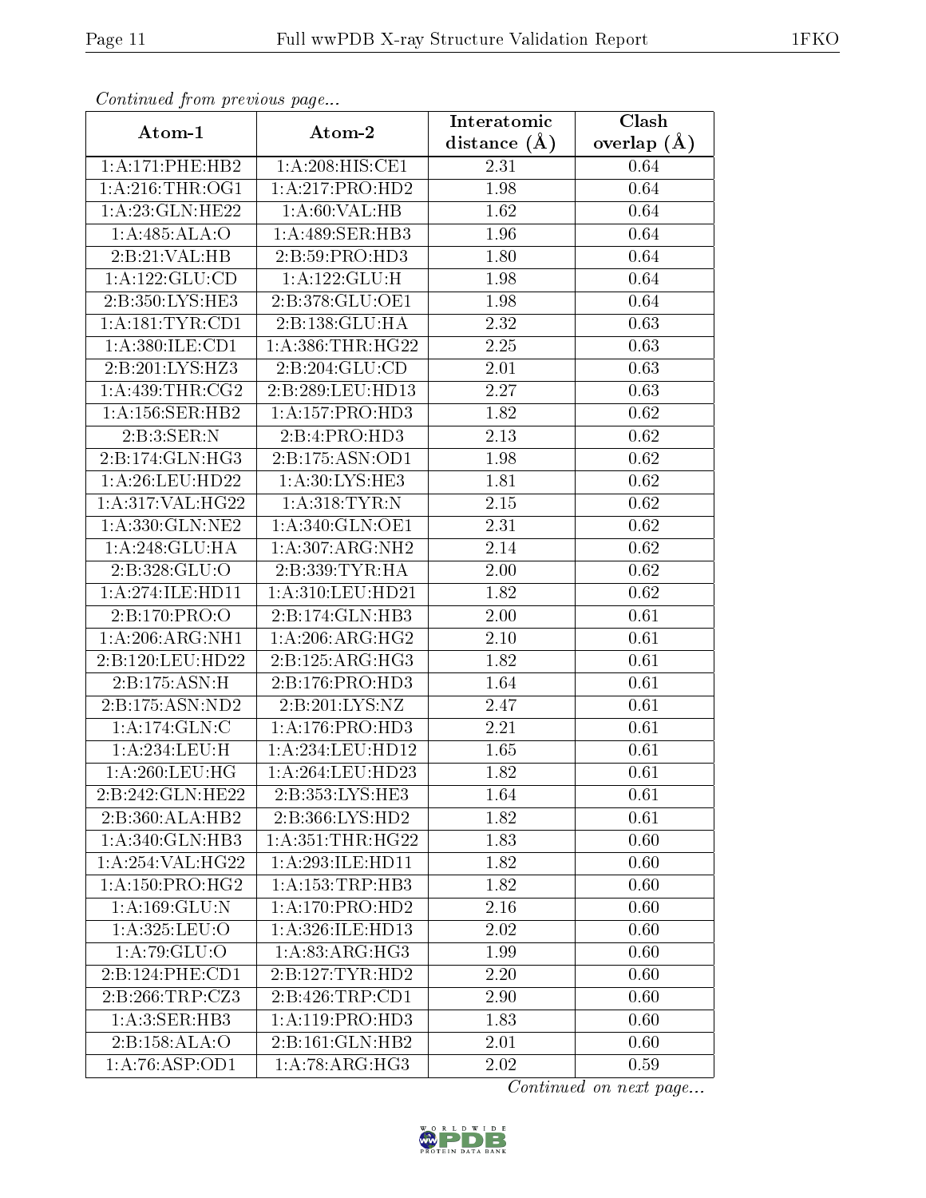*Continued from previous page...*

| Atom-1 | Atom-2 | Interatomic distance (Å) | Clash overlap (Å) |
|---|---|---|---|
| 1:A:171:PHE:HB2 | 1:A:208:HIS:CE1 | 2.31 | 0.64 |
| 1:A:216:THR:OG1 | 1:A:217:PRO:HD2 | 1.98 | 0.64 |
| 1:A:23:GLN:HE22 | 1:A:60:VAL:HB | 1.62 | 0.64 |
| 1:A:485:ALA:O | 1:A:489:SER:HB3 | 1.96 | 0.64 |
| 2:B:21:VAL:HB | 2:B:59:PRO:HD3 | 1.80 | 0.64 |
| 1:A:122:GLU:CD | 1:A:122:GLU:H | 1.98 | 0.64 |
| 2:B:350:LYS:HE3 | 2:B:378:GLU:OE1 | 1.98 | 0.64 |
| 1:A:181:TYR:CD1 | 2:B:138:GLU:HA | 2.32 | 0.63 |
| 1:A:380:ILE:CD1 | 1:A:386:THR:HG22 | 2.25 | 0.63 |
| 2:B:201:LYS:HZ3 | 2:B:204:GLU:CD | 2.01 | 0.63 |
| 1:A:439:THR:CG2 | 2:B:289:LEU:HD13 | 2.27 | 0.63 |
| 1:A:156:SER:HB2 | 1:A:157:PRO:HD3 | 1.82 | 0.62 |
| 2:B:3:SER:N | 2:B:4:PRO:HD3 | 2.13 | 0.62 |
| 2:B:174:GLN:HG3 | 2:B:175:ASN:OD1 | 1.98 | 0.62 |
| 1:A:26:LEU:HD22 | 1:A:30:LYS:HE3 | 1.81 | 0.62 |
| 1:A:317:VAL:HG22 | 1:A:318:TYR:N | 2.15 | 0.62 |
| 1:A:330:GLN:NE2 | 1:A:340:GLN:OE1 | 2.31 | 0.62 |
| 1:A:248:GLU:HA | 1:A:307:ARG:NH2 | 2.14 | 0.62 |
| 2:B:328:GLU:O | 2:B:339:TYR:HA | 2.00 | 0.62 |
| 1:A:274:ILE:HD11 | 1:A:310:LEU:HD21 | 1.82 | 0.62 |
| 2:B:170:PRO:O | 2:B:174:GLN:HB3 | 2.00 | 0.61 |
| 1:A:206:ARG:NH1 | 1:A:206:ARG:HG2 | 2.10 | 0.61 |
| 2:B:120:LEU:HD22 | 2:B:125:ARG:HG3 | 1.82 | 0.61 |
| 2:B:175:ASN:H | 2:B:176:PRO:HD3 | 1.64 | 0.61 |
| 2:B:175:ASN:ND2 | 2:B:201:LYS:NZ | 2.47 | 0.61 |
| 1:A:174:GLN:C | 1:A:176:PRO:HD3 | 2.21 | 0.61 |
| 1:A:234:LEU:H | 1:A:234:LEU:HD12 | 1.65 | 0.61 |
| 1:A:260:LEU:HG | 1:A:264:LEU:HD23 | 1.82 | 0.61 |
| 2:B:242:GLN:HE22 | 2:B:353:LYS:HE3 | 1.64 | 0.61 |
| 2:B:360:ALA:HB2 | 2:B:366:LYS:HD2 | 1.82 | 0.61 |
| 1:A:340:GLN:HB3 | 1:A:351:THR:HG22 | 1.83 | 0.60 |
| 1:A:254:VAL:HG22 | 1:A:293:ILE:HD11 | 1.82 | 0.60 |
| 1:A:150:PRO:HG2 | 1:A:153:TRP:HB3 | 1.82 | 0.60 |
| 1:A:169:GLU:N | 1:A:170:PRO:HD2 | 2.16 | 0.60 |
| 1:A:325:LEU:O | 1:A:326:ILE:HD13 | 2.02 | 0.60 |
| 1:A:79:GLU:O | 1:A:83:ARG:HG3 | 1.99 | 0.60 |
| 2:B:124:PHE:CD1 | 2:B:127:TYR:HD2 | 2.20 | 0.60 |
| 2:B:266:TRP:CZ3 | 2:B:426:TRP:CD1 | 2.90 | 0.60 |
| 1:A:3:SER:HB3 | 1:A:119:PRO:HD3 | 1.83 | 0.60 |
| 2:B:158:ALA:O | 2:B:161:GLN:HB2 | 2.01 | 0.60 |
| 1:A:76:ASP:OD1 | 1:A:78:ARG:HG3 | 2.02 | 0.59 |

*Continued on next page...*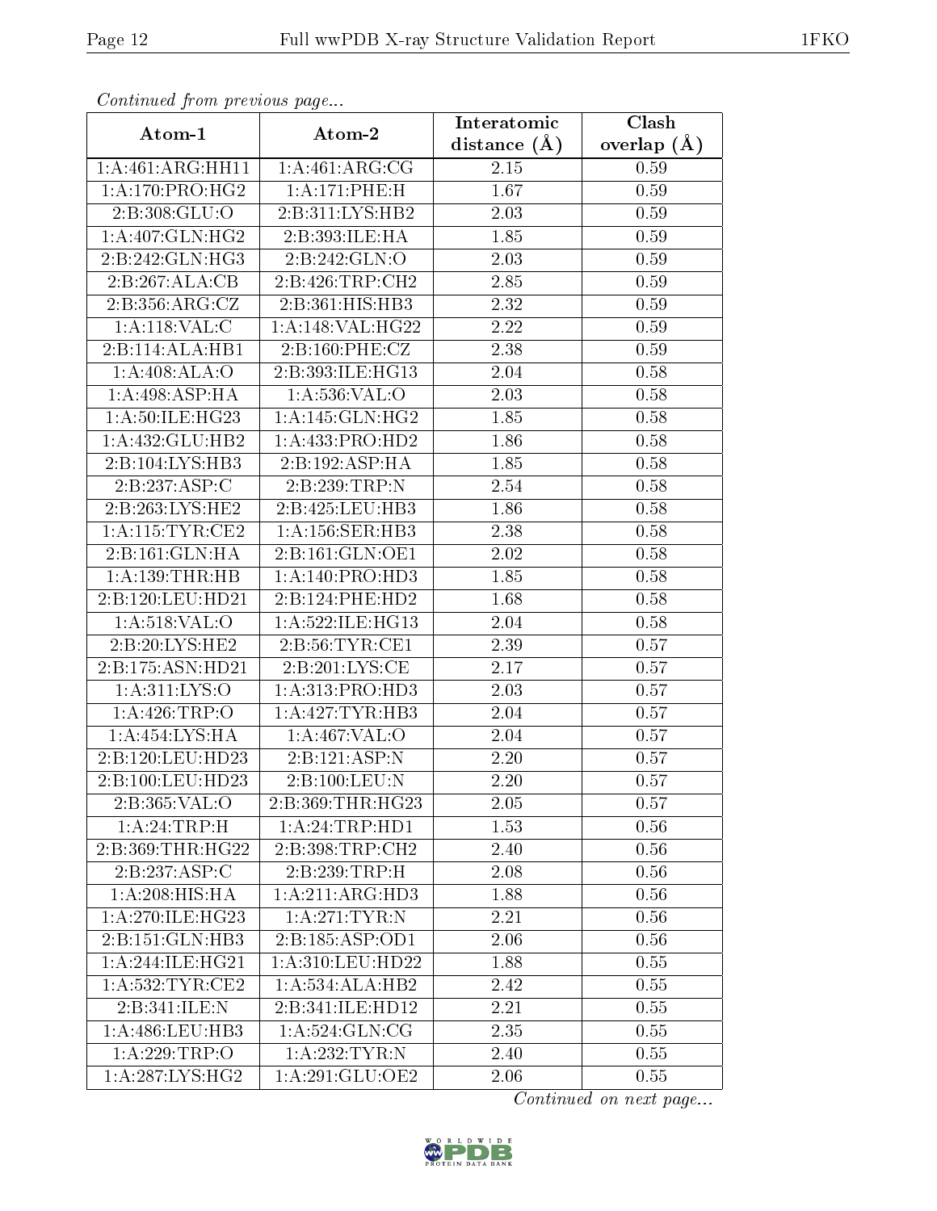*Continued from previous page...*

| Atom-1 | Atom-2 | Interatomic distance (Å) | Clash overlap (Å) |
| --- | --- | --- | --- |
| 1:A:461:ARG:HH11 | 1:A:461:ARG:CG | 2.15 | 0.59 |
| 1:A:170:PRO:HG2 | 1:A:171:PHE:H | 1.67 | 0.59 |
| 2:B:308:GLU:O | 2:B:311:LYS:HB2 | 2.03 | 0.59 |
| 1:A:407:GLN:HG2 | 2:B:393:ILE:HA | 1.85 | 0.59 |
| 2:B:242:GLN:HG3 | 2:B:242:GLN:O | 2.03 | 0.59 |
| 2:B:267:ALA:CB | 2:B:426:TRP:CH2 | 2.85 | 0.59 |
| 2:B:356:ARG:CZ | 2:B:361:HIS:HB3 | 2.32 | 0.59 |
| 1:A:118:VAL:C | 1:A:148:VAL:HG22 | 2.22 | 0.59 |
| 2:B:114:ALA:HB1 | 2:B:160:PHE:CZ | 2.38 | 0.59 |
| 1:A:408:ALA:O | 2:B:393:ILE:HG13 | 2.04 | 0.58 |
| 1:A:498:ASP:HA | 1:A:536:VAL:O | 2.03 | 0.58 |
| 1:A:50:ILE:HG23 | 1:A:145:GLN:HG2 | 1.85 | 0.58 |
| 1:A:432:GLU:HB2 | 1:A:433:PRO:HD2 | 1.86 | 0.58 |
| 2:B:104:LYS:HB3 | 2:B:192:ASP:HA | 1.85 | 0.58 |
| 2:B:237:ASP:C | 2:B:239:TRP:N | 2.54 | 0.58 |
| 2:B:263:LYS:HE2 | 2:B:425:LEU:HB3 | 1.86 | 0.58 |
| 1:A:115:TYR:CE2 | 1:A:156:SER:HB3 | 2.38 | 0.58 |
| 2:B:161:GLN:HA | 2:B:161:GLN:OE1 | 2.02 | 0.58 |
| 1:A:139:THR:HB | 1:A:140:PRO:HD3 | 1.85 | 0.58 |
| 2:B:120:LEU:HD21 | 2:B:124:PHE:HD2 | 1.68 | 0.58 |
| 1:A:518:VAL:O | 1:A:522:ILE:HG13 | 2.04 | 0.58 |
| 2:B:20:LYS:HE2 | 2:B:56:TYR:CE1 | 2.39 | 0.57 |
| 2:B:175:ASN:HD21 | 2:B:201:LYS:CE | 2.17 | 0.57 |
| 1:A:311:LYS:O | 1:A:313:PRO:HD3 | 2.03 | 0.57 |
| 1:A:426:TRP:O | 1:A:427:TYR:HB3 | 2.04 | 0.57 |
| 1:A:454:LYS:HA | 1:A:467:VAL:O | 2.04 | 0.57 |
| 2:B:120:LEU:HD23 | 2:B:121:ASP:N | 2.20 | 0.57 |
| 2:B:100:LEU:HD23 | 2:B:100:LEU:N | 2.20 | 0.57 |
| 2:B:365:VAL:O | 2:B:369:THR:HG23 | 2.05 | 0.57 |
| 1:A:24:TRP:H | 1:A:24:TRP:HD1 | 1.53 | 0.56 |
| 2:B:369:THR:HG22 | 2:B:398:TRP:CH2 | 2.40 | 0.56 |
| 2:B:237:ASP:C | 2:B:239:TRP:H | 2.08 | 0.56 |
| 1:A:208:HIS:HA | 1:A:211:ARG:HD3 | 1.88 | 0.56 |
| 1:A:270:ILE:HG23 | 1:A:271:TYR:N | 2.21 | 0.56 |
| 2:B:151:GLN:HB3 | 2:B:185:ASP:OD1 | 2.06 | 0.56 |
| 1:A:244:ILE:HG21 | 1:A:310:LEU:HD22 | 1.88 | 0.55 |
| 1:A:532:TYR:CE2 | 1:A:534:ALA:HB2 | 2.42 | 0.55 |
| 2:B:341:ILE:N | 2:B:341:ILE:HD12 | 2.21 | 0.55 |
| 1:A:486:LEU:HB3 | 1:A:524:GLN:CG | 2.35 | 0.55 |
| 1:A:229:TRP:O | 1:A:232:TYR:N | 2.40 | 0.55 |
| 1:A:287:LYS:HG2 | 1:A:291:GLU:OE2 | 2.06 | 0.55 |

*Continued on next page...*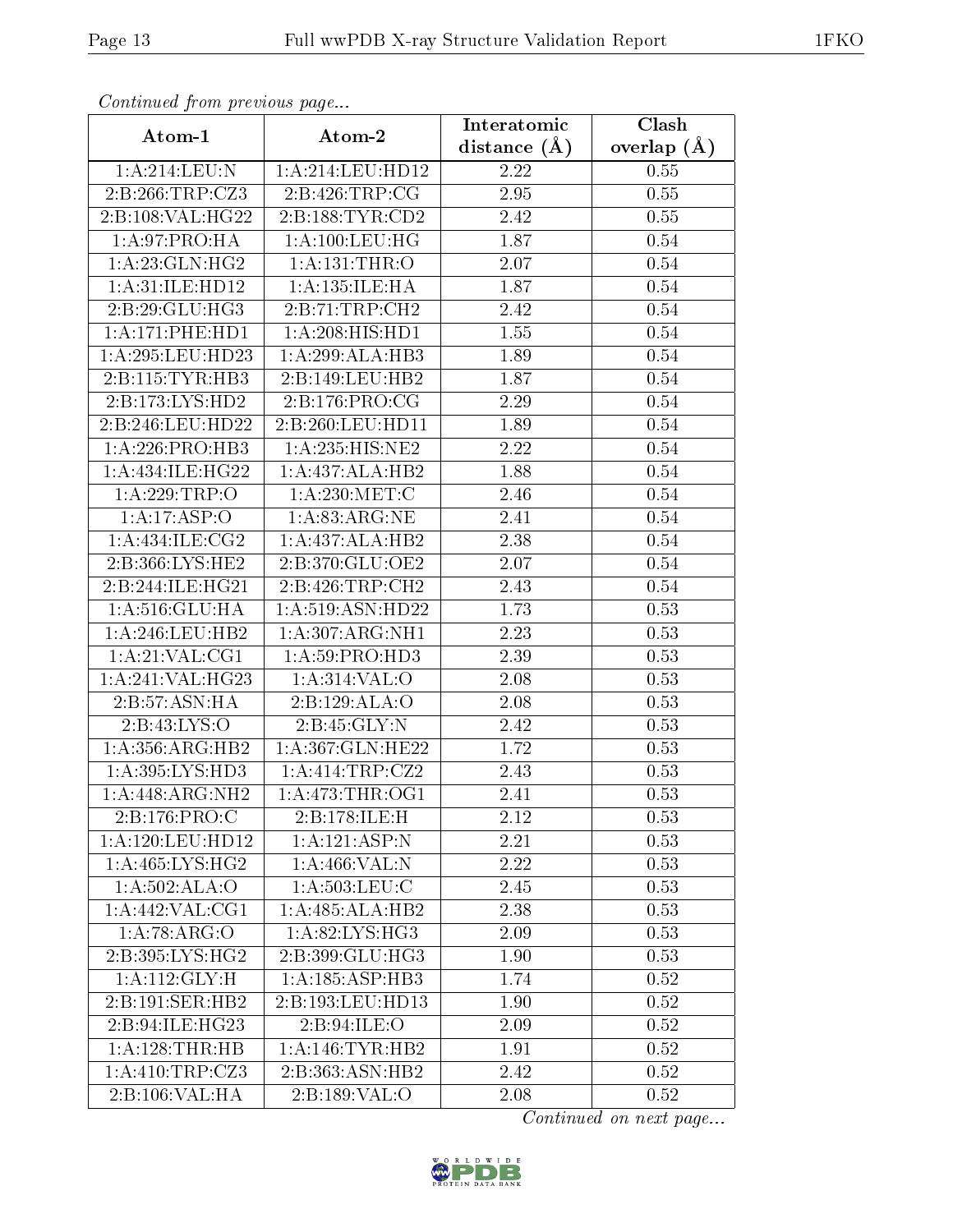*Continued from previous page...*

| Atom-1 | Atom-2 | Interatomic distance (Å) | Clash overlap (Å) |
|---|---|---|---|
| 1:A:214:LEU:N | 1:A:214:LEU:HD12 | 2.22 | 0.55 |
| 2:B:266:TRP:CZ3 | 2:B:426:TRP:CG | 2.95 | 0.55 |
| 2:B:108:VAL:HG22 | 2:B:188:TYR:CD2 | 2.42 | 0.55 |
| 1:A:97:PRO:HA | 1:A:100:LEU:HG | 1.87 | 0.54 |
| 1:A:23:GLN:HG2 | 1:A:131:THR:O | 2.07 | 0.54 |
| 1:A:31:ILE:HD12 | 1:A:135:ILE:HA | 1.87 | 0.54 |
| 2:B:29:GLU:HG3 | 2:B:71:TRP:CH2 | 2.42 | 0.54 |
| 1:A:171:PHE:HD1 | 1:A:208:HIS:HD1 | 1.55 | 0.54 |
| 1:A:295:LEU:HD23 | 1:A:299:ALA:HB3 | 1.89 | 0.54 |
| 2:B:115:TYR:HB3 | 2:B:149:LEU:HB2 | 1.87 | 0.54 |
| 2:B:173:LYS:HD2 | 2:B:176:PRO:CG | 2.29 | 0.54 |
| 2:B:246:LEU:HD22 | 2:B:260:LEU:HD11 | 1.89 | 0.54 |
| 1:A:226:PRO:HB3 | 1:A:235:HIS:NE2 | 2.22 | 0.54 |
| 1:A:434:ILE:HG22 | 1:A:437:ALA:HB2 | 1.88 | 0.54 |
| 1:A:229:TRP:O | 1:A:230:MET:C | 2.46 | 0.54 |
| 1:A:17:ASP:O | 1:A:83:ARG:NE | 2.41 | 0.54 |
| 1:A:434:ILE:CG2 | 1:A:437:ALA:HB2 | 2.38 | 0.54 |
| 2:B:366:LYS:HE2 | 2:B:370:GLU:OE2 | 2.07 | 0.54 |
| 2:B:244:ILE:HG21 | 2:B:426:TRP:CH2 | 2.43 | 0.54 |
| 1:A:516:GLU:HA | 1:A:519:ASN:HD22 | 1.73 | 0.53 |
| 1:A:246:LEU:HB2 | 1:A:307:ARG:NH1 | 2.23 | 0.53 |
| 1:A:21:VAL:CG1 | 1:A:59:PRO:HD3 | 2.39 | 0.53 |
| 1:A:241:VAL:HG23 | 1:A:314:VAL:O | 2.08 | 0.53 |
| 2:B:57:ASN:HA | 2:B:129:ALA:O | 2.08 | 0.53 |
| 2:B:43:LYS:O | 2:B:45:GLY:N | 2.42 | 0.53 |
| 1:A:356:ARG:HB2 | 1:A:367:GLN:HE22 | 1.72 | 0.53 |
| 1:A:395:LYS:HD3 | 1:A:414:TRP:CZ2 | 2.43 | 0.53 |
| 1:A:448:ARG:NH2 | 1:A:473:THR:OG1 | 2.41 | 0.53 |
| 2:B:176:PRO:C | 2:B:178:ILE:H | 2.12 | 0.53 |
| 1:A:120:LEU:HD12 | 1:A:121:ASP:N | 2.21 | 0.53 |
| 1:A:465:LYS:HG2 | 1:A:466:VAL:N | 2.22 | 0.53 |
| 1:A:502:ALA:O | 1:A:503:LEU:C | 2.45 | 0.53 |
| 1:A:442:VAL:CG1 | 1:A:485:ALA:HB2 | 2.38 | 0.53 |
| 1:A:78:ARG:O | 1:A:82:LYS:HG3 | 2.09 | 0.53 |
| 2:B:395:LYS:HG2 | 2:B:399:GLU:HG3 | 1.90 | 0.53 |
| 1:A:112:GLY:H | 1:A:185:ASP:HB3 | 1.74 | 0.52 |
| 2:B:191:SER:HB2 | 2:B:193:LEU:HD13 | 1.90 | 0.52 |
| 2:B:94:ILE:HG23 | 2:B:94:ILE:O | 2.09 | 0.52 |
| 1:A:128:THR:HB | 1:A:146:TYR:HB2 | 1.91 | 0.52 |
| 1:A:410:TRP:CZ3 | 2:B:363:ASN:HB2 | 2.42 | 0.52 |
| 2:B:106:VAL:HA | 2:B:189:VAL:O | 2.08 | 0.52 |

*Continued on next page...*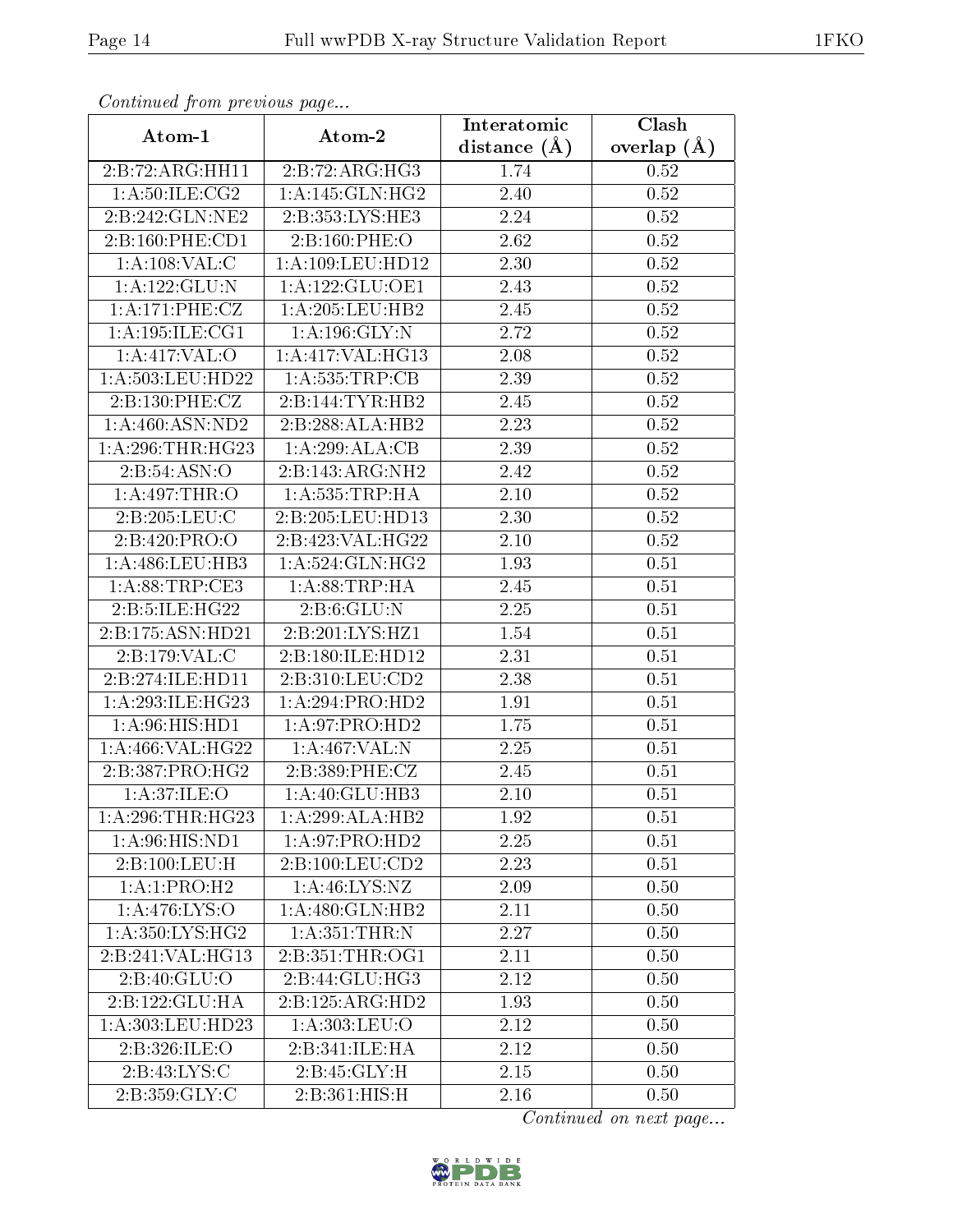*Continued from previous page...*

| Atom-1 | Atom-2 | Interatomic distance (Å) | Clash overlap (Å) |
|---|---|---|---|
| 2:B:72:ARG:HH11 | 2:B:72:ARG:HG3 | 1.74 | 0.52 |
| 1:A:50:ILE:CG2 | 1:A:145:GLN:HG2 | 2.40 | 0.52 |
| 2:B:242:GLN:NE2 | 2:B:353:LYS:HE3 | 2.24 | 0.52 |
| 2:B:160:PHE:CD1 | 2:B:160:PHE:O | 2.62 | 0.52 |
| 1:A:108:VAL:C | 1:A:109:LEU:HD12 | 2.30 | 0.52 |
| 1:A:122:GLU:N | 1:A:122:GLU:OE1 | 2.43 | 0.52 |
| 1:A:171:PHE:CZ | 1:A:205:LEU:HB2 | 2.45 | 0.52 |
| 1:A:195:ILE:CG1 | 1:A:196:GLY:N | 2.72 | 0.52 |
| 1:A:417:VAL:O | 1:A:417:VAL:HG13 | 2.08 | 0.52 |
| 1:A:503:LEU:HD22 | 1:A:535:TRP:CB | 2.39 | 0.52 |
| 2:B:130:PHE:CZ | 2:B:144:TYR:HB2 | 2.45 | 0.52 |
| 1:A:460:ASN:ND2 | 2:B:288:ALA:HB2 | 2.23 | 0.52 |
| 1:A:296:THR:HG23 | 1:A:299:ALA:CB | 2.39 | 0.52 |
| 2:B:54:ASN:O | 2:B:143:ARG:NH2 | 2.42 | 0.52 |
| 1:A:497:THR:O | 1:A:535:TRP:HA | 2.10 | 0.52 |
| 2:B:205:LEU:C | 2:B:205:LEU:HD13 | 2.30 | 0.52 |
| 2:B:420:PRO:O | 2:B:423:VAL:HG22 | 2.10 | 0.52 |
| 1:A:486:LEU:HB3 | 1:A:524:GLN:HG2 | 1.93 | 0.51 |
| 1:A:88:TRP:CE3 | 1:A:88:TRP:HA | 2.45 | 0.51 |
| 2:B:5:ILE:HG22 | 2:B:6:GLU:N | 2.25 | 0.51 |
| 2:B:175:ASN:HD21 | 2:B:201:LYS:HZ1 | 1.54 | 0.51 |
| 2:B:179:VAL:C | 2:B:180:ILE:HD12 | 2.31 | 0.51 |
| 2:B:274:ILE:HD11 | 2:B:310:LEU:CD2 | 2.38 | 0.51 |
| 1:A:293:ILE:HG23 | 1:A:294:PRO:HD2 | 1.91 | 0.51 |
| 1:A:96:HIS:HD1 | 1:A:97:PRO:HD2 | 1.75 | 0.51 |
| 1:A:466:VAL:HG22 | 1:A:467:VAL:N | 2.25 | 0.51 |
| 2:B:387:PRO:HG2 | 2:B:389:PHE:CZ | 2.45 | 0.51 |
| 1:A:37:ILE:O | 1:A:40:GLU:HB3 | 2.10 | 0.51 |
| 1:A:296:THR:HG23 | 1:A:299:ALA:HB2 | 1.92 | 0.51 |
| 1:A:96:HIS:ND1 | 1:A:97:PRO:HD2 | 2.25 | 0.51 |
| 2:B:100:LEU:H | 2:B:100:LEU:CD2 | 2.23 | 0.51 |
| 1:A:1:PRO:H2 | 1:A:46:LYS:NZ | 2.09 | 0.50 |
| 1:A:476:LYS:O | 1:A:480:GLN:HB2 | 2.11 | 0.50 |
| 1:A:350:LYS:HG2 | 1:A:351:THR:N | 2.27 | 0.50 |
| 2:B:241:VAL:HG13 | 2:B:351:THR:OG1 | 2.11 | 0.50 |
| 2:B:40:GLU:O | 2:B:44:GLU:HG3 | 2.12 | 0.50 |
| 2:B:122:GLU:HA | 2:B:125:ARG:HD2 | 1.93 | 0.50 |
| 1:A:303:LEU:HD23 | 1:A:303:LEU:O | 2.12 | 0.50 |
| 2:B:326:ILE:O | 2:B:341:ILE:HA | 2.12 | 0.50 |
| 2:B:43:LYS:C | 2:B:45:GLY:H | 2.15 | 0.50 |
| 2:B:359:GLY:C | 2:B:361:HIS:H | 2.16 | 0.50 |

*Continued on next page...*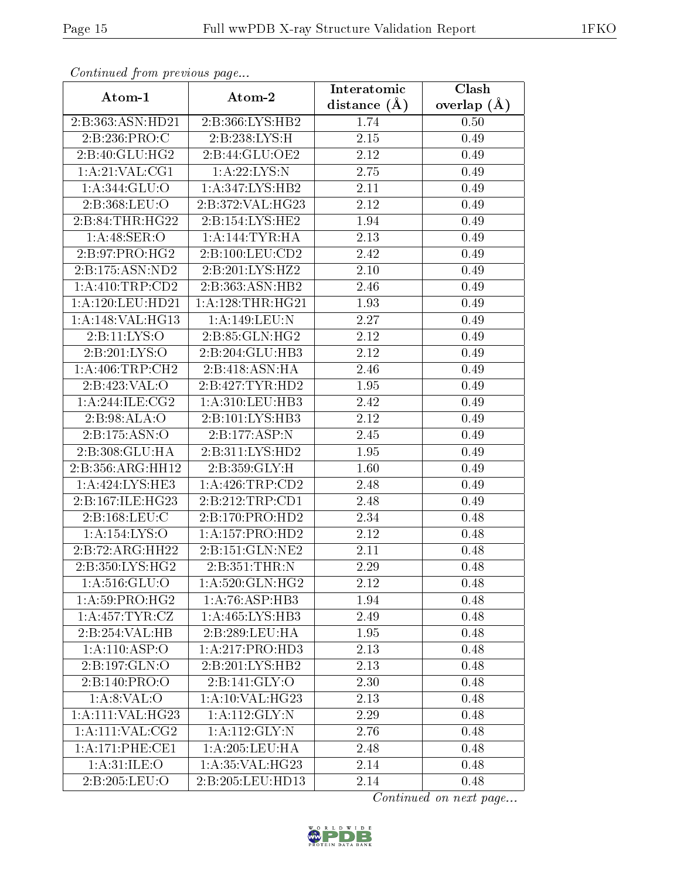*Continued from previous page...*

| Atom-1 | Atom-2 | Interatomic distance (Å) | Clash overlap (Å) |
|---|---|---|---|
| 2:B:363:ASN:HD21 | 2:B:366:LYS:HB2 | 1.74 | 0.50 |
| 2:B:236:PRO:C | 2:B:238:LYS:H | 2.15 | 0.49 |
| 2:B:40:GLU:HG2 | 2:B:44:GLU:OE2 | 2.12 | 0.49 |
| 1:A:21:VAL:CG1 | 1:A:22:LYS:N | 2.75 | 0.49 |
| 1:A:344:GLU:O | 1:A:347:LYS:HB2 | 2.11 | 0.49 |
| 2:B:368:LEU:O | 2:B:372:VAL:HG23 | 2.12 | 0.49 |
| 2:B:84:THR:HG22 | 2:B:154:LYS:HE2 | 1.94 | 0.49 |
| 1:A:48:SER:O | 1:A:144:TYR:HA | 2.13 | 0.49 |
| 2:B:97:PRO:HG2 | 2:B:100:LEU:CD2 | 2.42 | 0.49 |
| 2:B:175:ASN:ND2 | 2:B:201:LYS:HZ2 | 2.10 | 0.49 |
| 1:A:410:TRP:CD2 | 2:B:363:ASN:HB2 | 2.46 | 0.49 |
| 1:A:120:LEU:HD21 | 1:A:128:THR:HG21 | 1.93 | 0.49 |
| 1:A:148:VAL:HG13 | 1:A:149:LEU:N | 2.27 | 0.49 |
| 2:B:11:LYS:O | 2:B:85:GLN:HG2 | 2.12 | 0.49 |
| 2:B:201:LYS:O | 2:B:204:GLU:HB3 | 2.12 | 0.49 |
| 1:A:406:TRP:CH2 | 2:B:418:ASN:HA | 2.46 | 0.49 |
| 2:B:423:VAL:O | 2:B:427:TYR:HD2 | 1.95 | 0.49 |
| 1:A:244:ILE:CG2 | 1:A:310:LEU:HB3 | 2.42 | 0.49 |
| 2:B:98:ALA:O | 2:B:101:LYS:HB3 | 2.12 | 0.49 |
| 2:B:175:ASN:O | 2:B:177:ASP:N | 2.45 | 0.49 |
| 2:B:308:GLU:HA | 2:B:311:LYS:HD2 | 1.95 | 0.49 |
| 2:B:356:ARG:HH12 | 2:B:359:GLY:H | 1.60 | 0.49 |
| 1:A:424:LYS:HE3 | 1:A:426:TRP:CD2 | 2.48 | 0.49 |
| 2:B:167:ILE:HG23 | 2:B:212:TRP:CD1 | 2.48 | 0.49 |
| 2:B:168:LEU:C | 2:B:170:PRO:HD2 | 2.34 | 0.48 |
| 1:A:154:LYS:O | 1:A:157:PRO:HD2 | 2.12 | 0.48 |
| 2:B:72:ARG:HH22 | 2:B:151:GLN:NE2 | 2.11 | 0.48 |
| 2:B:350:LYS:HG2 | 2:B:351:THR:N | 2.29 | 0.48 |
| 1:A:516:GLU:O | 1:A:520:GLN:HG2 | 2.12 | 0.48 |
| 1:A:59:PRO:HG2 | 1:A:76:ASP:HB3 | 1.94 | 0.48 |
| 1:A:457:TYR:CZ | 1:A:465:LYS:HB3 | 2.49 | 0.48 |
| 2:B:254:VAL:HB | 2:B:289:LEU:HA | 1.95 | 0.48 |
| 1:A:110:ASP:O | 1:A:217:PRO:HD3 | 2.13 | 0.48 |
| 2:B:197:GLN:O | 2:B:201:LYS:HB2 | 2.13 | 0.48 |
| 2:B:140:PRO:O | 2:B:141:GLY:O | 2.30 | 0.48 |
| 1:A:8:VAL:O | 1:A:10:VAL:HG23 | 2.13 | 0.48 |
| 1:A:111:VAL:HG23 | 1:A:112:GLY:N | 2.29 | 0.48 |
| 1:A:111:VAL:CG2 | 1:A:112:GLY:N | 2.76 | 0.48 |
| 1:A:171:PHE:CE1 | 1:A:205:LEU:HA | 2.48 | 0.48 |
| 1:A:31:ILE:O | 1:A:35:VAL:HG23 | 2.14 | 0.48 |
| 2:B:205:LEU:O | 2:B:205:LEU:HD13 | 2.14 | 0.48 |

*Continued on next page...*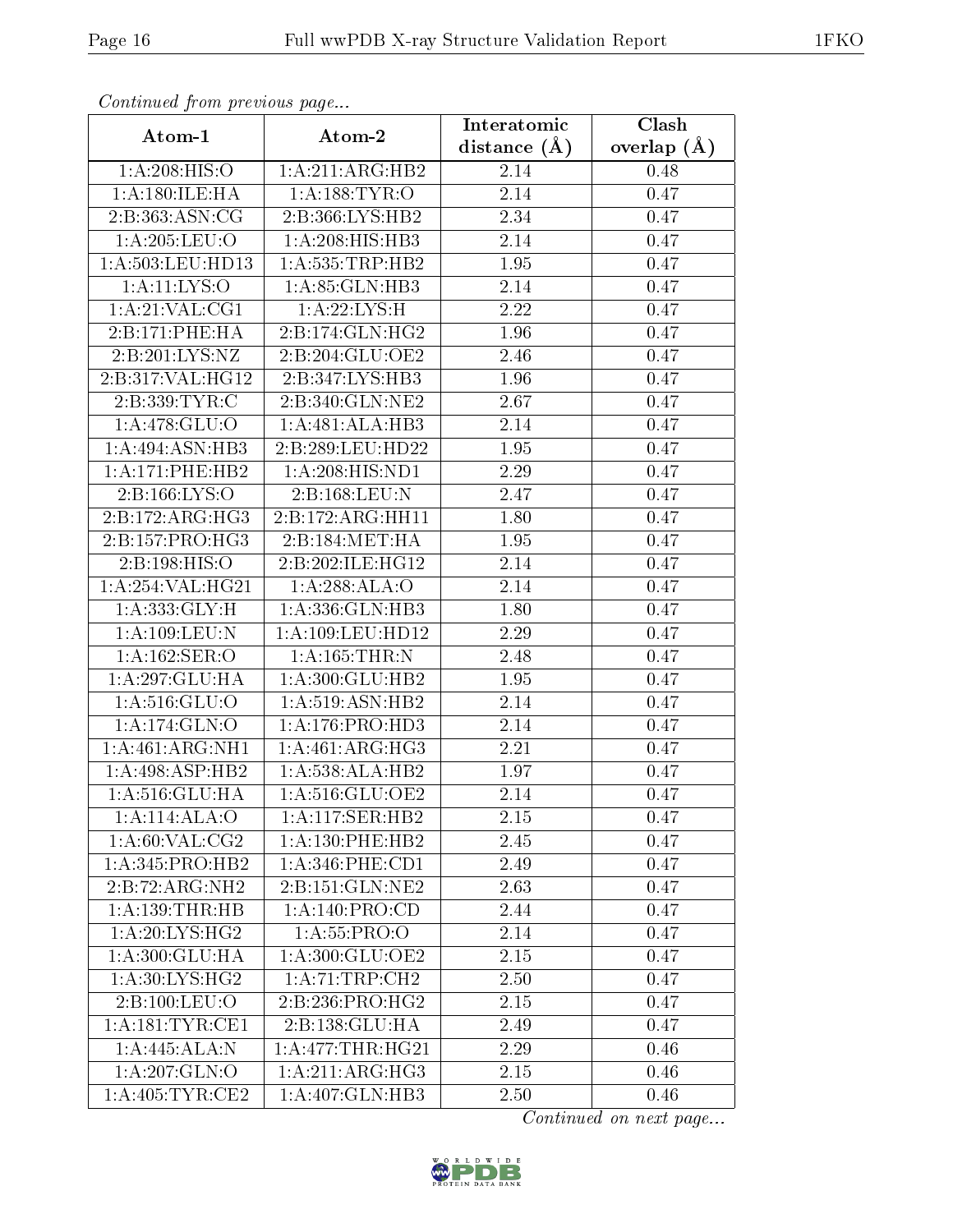*Continued from previous page...*

| Atom-1 | Atom-2 | Interatomic distance (Å) | Clash overlap (Å) |
|---|---|---|---|
| 1:A:208:HIS:O | 1:A:211:ARG:HB2 | 2.14 | 0.48 |
| 1:A:180:ILE:HA | 1:A:188:TYR:O | 2.14 | 0.47 |
| 2:B:363:ASN:CG | 2:B:366:LYS:HB2 | 2.34 | 0.47 |
| 1:A:205:LEU:O | 1:A:208:HIS:HB3 | 2.14 | 0.47 |
| 1:A:503:LEU:HD13 | 1:A:535:TRP:HB2 | 1.95 | 0.47 |
| 1:A:11:LYS:O | 1:A:85:GLN:HB3 | 2.14 | 0.47 |
| 1:A:21:VAL:CG1 | 1:A:22:LYS:H | 2.22 | 0.47 |
| 2:B:171:PHE:HA | 2:B:174:GLN:HG2 | 1.96 | 0.47 |
| 2:B:201:LYS:NZ | 2:B:204:GLU:OE2 | 2.46 | 0.47 |
| 2:B:317:VAL:HG12 | 2:B:347:LYS:HB3 | 1.96 | 0.47 |
| 2:B:339:TYR:C | 2:B:340:GLN:NE2 | 2.67 | 0.47 |
| 1:A:478:GLU:O | 1:A:481:ALA:HB3 | 2.14 | 0.47 |
| 1:A:494:ASN:HB3 | 2:B:289:LEU:HD22 | 1.95 | 0.47 |
| 1:A:171:PHE:HB2 | 1:A:208:HIS:ND1 | 2.29 | 0.47 |
| 2:B:166:LYS:O | 2:B:168:LEU:N | 2.47 | 0.47 |
| 2:B:172:ARG:HG3 | 2:B:172:ARG:HH11 | 1.80 | 0.47 |
| 2:B:157:PRO:HG3 | 2:B:184:MET:HA | 1.95 | 0.47 |
| 2:B:198:HIS:O | 2:B:202:ILE:HG12 | 2.14 | 0.47 |
| 1:A:254:VAL:HG21 | 1:A:288:ALA:O | 2.14 | 0.47 |
| 1:A:333:GLY:H | 1:A:336:GLN:HB3 | 1.80 | 0.47 |
| 1:A:109:LEU:N | 1:A:109:LEU:HD12 | 2.29 | 0.47 |
| 1:A:162:SER:O | 1:A:165:THR:N | 2.48 | 0.47 |
| 1:A:297:GLU:HA | 1:A:300:GLU:HB2 | 1.95 | 0.47 |
| 1:A:516:GLU:O | 1:A:519:ASN:HB2 | 2.14 | 0.47 |
| 1:A:174:GLN:O | 1:A:176:PRO:HD3 | 2.14 | 0.47 |
| 1:A:461:ARG:NH1 | 1:A:461:ARG:HG3 | 2.21 | 0.47 |
| 1:A:498:ASP:HB2 | 1:A:538:ALA:HB2 | 1.97 | 0.47 |
| 1:A:516:GLU:HA | 1:A:516:GLU:OE2 | 2.14 | 0.47 |
| 1:A:114:ALA:O | 1:A:117:SER:HB2 | 2.15 | 0.47 |
| 1:A:60:VAL:CG2 | 1:A:130:PHE:HB2 | 2.45 | 0.47 |
| 1:A:345:PRO:HB2 | 1:A:346:PHE:CD1 | 2.49 | 0.47 |
| 2:B:72:ARG:NH2 | 2:B:151:GLN:NE2 | 2.63 | 0.47 |
| 1:A:139:THR:HB | 1:A:140:PRO:CD | 2.44 | 0.47 |
| 1:A:20:LYS:HG2 | 1:A:55:PRO:O | 2.14 | 0.47 |
| 1:A:300:GLU:HA | 1:A:300:GLU:OE2 | 2.15 | 0.47 |
| 1:A:30:LYS:HG2 | 1:A:71:TRP:CH2 | 2.50 | 0.47 |
| 2:B:100:LEU:O | 2:B:236:PRO:HG2 | 2.15 | 0.47 |
| 1:A:181:TYR:CE1 | 2:B:138:GLU:HA | 2.49 | 0.47 |
| 1:A:445:ALA:N | 1:A:477:THR:HG21 | 2.29 | 0.46 |
| 1:A:207:GLN:O | 1:A:211:ARG:HG3 | 2.15 | 0.46 |
| 1:A:405:TYR:CE2 | 1:A:407:GLN:HB3 | 2.50 | 0.46 |

*Continued on next page...*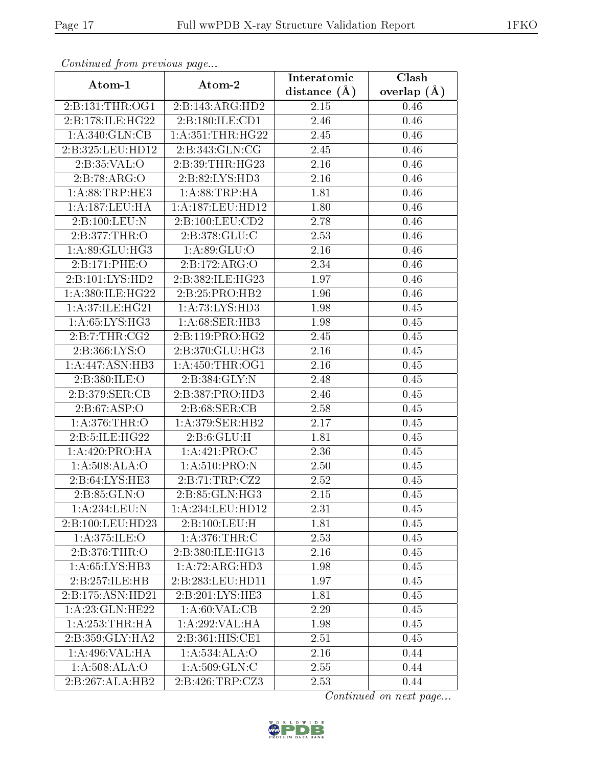*Continued from previous page...*

| Atom-1 | Atom-2 | Interatomic distance (Å) | Clash overlap (Å) |
|---|---|---|---|
| 2:B:131:THR:OG1 | 2:B:143:ARG:HD2 | 2.15 | 0.46 |
| 2:B:178:ILE:HG22 | 2:B:180:ILE:CD1 | 2.46 | 0.46 |
| 1:A:340:GLN:CB | 1:A:351:THR:HG22 | 2.45 | 0.46 |
| 2:B:325:LEU:HD12 | 2:B:343:GLN:CG | 2.45 | 0.46 |
| 2:B:35:VAL:O | 2:B:39:THR:HG23 | 2.16 | 0.46 |
| 2:B:78:ARG:O | 2:B:82:LYS:HD3 | 2.16 | 0.46 |
| 1:A:88:TRP:HE3 | 1:A:88:TRP:HA | 1.81 | 0.46 |
| 1:A:187:LEU:HA | 1:A:187:LEU:HD12 | 1.80 | 0.46 |
| 2:B:100:LEU:N | 2:B:100:LEU:CD2 | 2.78 | 0.46 |
| 2:B:377:THR:O | 2:B:378:GLU:C | 2.53 | 0.46 |
| 1:A:89:GLU:HG3 | 1:A:89:GLU:O | 2.16 | 0.46 |
| 2:B:171:PHE:O | 2:B:172:ARG:O | 2.34 | 0.46 |
| 2:B:101:LYS:HD2 | 2:B:382:ILE:HG23 | 1.97 | 0.46 |
| 1:A:380:ILE:HG22 | 2:B:25:PRO:HB2 | 1.96 | 0.46 |
| 1:A:37:ILE:HG21 | 1:A:73:LYS:HD3 | 1.98 | 0.45 |
| 1:A:65:LYS:HG3 | 1:A:68:SER:HB3 | 1.98 | 0.45 |
| 2:B:7:THR:CG2 | 2:B:119:PRO:HG2 | 2.45 | 0.45 |
| 2:B:366:LYS:O | 2:B:370:GLU:HG3 | 2.16 | 0.45 |
| 1:A:447:ASN:HB3 | 1:A:450:THR:OG1 | 2.16 | 0.45 |
| 2:B:380:ILE:O | 2:B:384:GLY:N | 2.48 | 0.45 |
| 2:B:379:SER:CB | 2:B:387:PRO:HD3 | 2.46 | 0.45 |
| 2:B:67:ASP:O | 2:B:68:SER:CB | 2.58 | 0.45 |
| 1:A:376:THR:O | 1:A:379:SER:HB2 | 2.17 | 0.45 |
| 2:B:5:ILE:HG22 | 2:B:6:GLU:H | 1.81 | 0.45 |
| 1:A:420:PRO:HA | 1:A:421:PRO:C | 2.36 | 0.45 |
| 1:A:508:ALA:O | 1:A:510:PRO:N | 2.50 | 0.45 |
| 2:B:64:LYS:HE3 | 2:B:71:TRP:CZ2 | 2.52 | 0.45 |
| 2:B:85:GLN:O | 2:B:85:GLN:HG3 | 2.15 | 0.45 |
| 1:A:234:LEU:N | 1:A:234:LEU:HD12 | 2.31 | 0.45 |
| 2:B:100:LEU:HD23 | 2:B:100:LEU:H | 1.81 | 0.45 |
| 1:A:375:ILE:O | 1:A:376:THR:C | 2.53 | 0.45 |
| 2:B:376:THR:O | 2:B:380:ILE:HG13 | 2.16 | 0.45 |
| 1:A:65:LYS:HB3 | 1:A:72:ARG:HD3 | 1.98 | 0.45 |
| 2:B:257:ILE:HB | 2:B:283:LEU:HD11 | 1.97 | 0.45 |
| 2:B:175:ASN:HD21 | 2:B:201:LYS:HE3 | 1.81 | 0.45 |
| 1:A:23:GLN:HE22 | 1:A:60:VAL:CB | 2.29 | 0.45 |
| 1:A:253:THR:HA | 1:A:292:VAL:HA | 1.98 | 0.45 |
| 2:B:359:GLY:HA2 | 2:B:361:HIS:CE1 | 2.51 | 0.45 |
| 1:A:496:VAL:HA | 1:A:534:ALA:O | 2.16 | 0.44 |
| 1:A:508:ALA:O | 1:A:509:GLN:C | 2.55 | 0.44 |
| 2:B:267:ALA:HB2 | 2:B:426:TRP:CZ3 | 2.53 | 0.44 |

*Continued on next page...*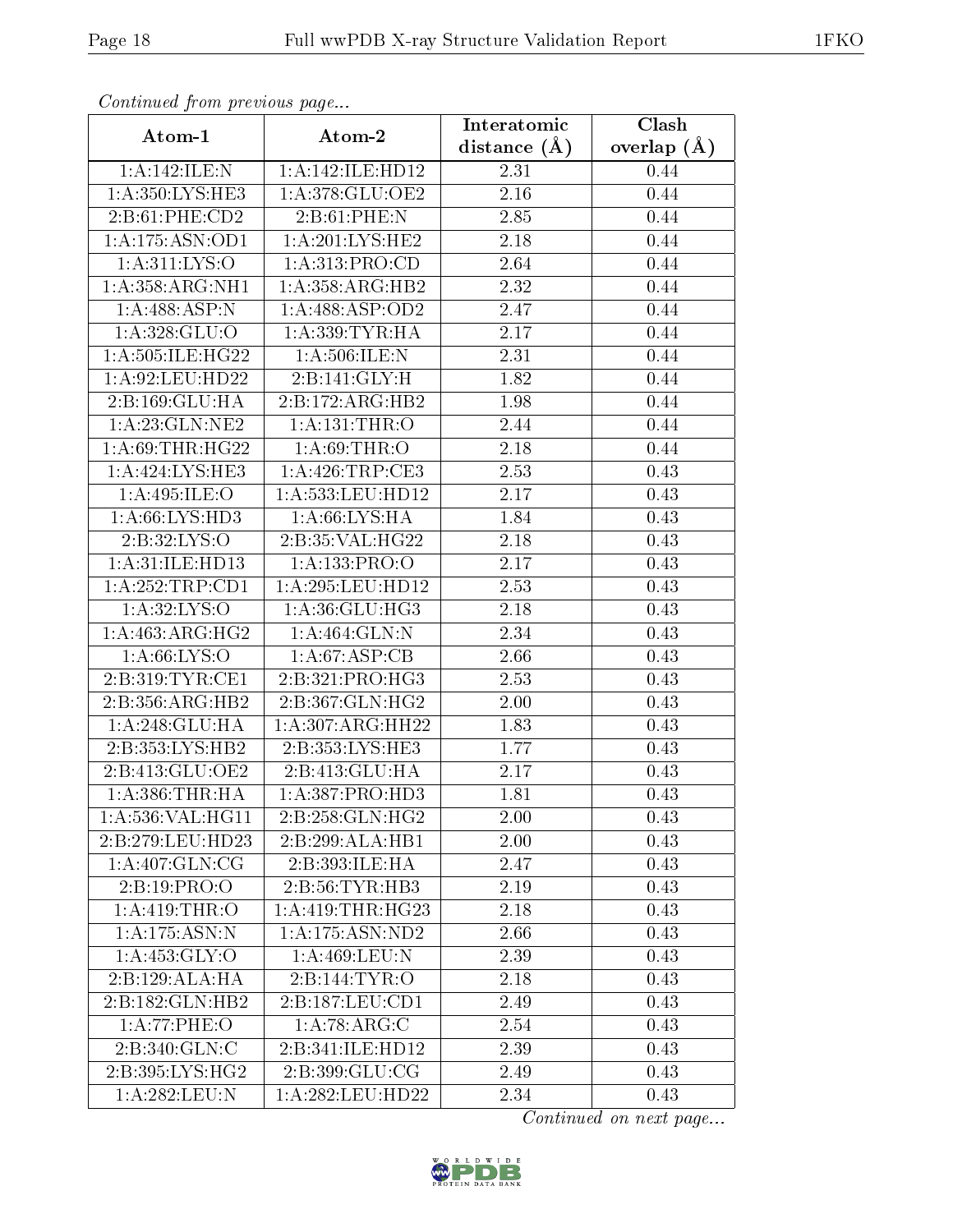*Continued from previous page...*

| Atom-1 | Atom-2 | Interatomic distance (Å) | Clash overlap (Å) |
|---|---|---|---|
| 1:A:142:ILE:N | 1:A:142:ILE:HD12 | 2.31 | 0.44 |
| 1:A:350:LYS:HE3 | 1:A:378:GLU:OE2 | 2.16 | 0.44 |
| 2:B:61:PHE:CD2 | 2:B:61:PHE:N | 2.85 | 0.44 |
| 1:A:175:ASN:OD1 | 1:A:201:LYS:HE2 | 2.18 | 0.44 |
| 1:A:311:LYS:O | 1:A:313:PRO:CD | 2.64 | 0.44 |
| 1:A:358:ARG:NH1 | 1:A:358:ARG:HB2 | 2.32 | 0.44 |
| 1:A:488:ASP:N | 1:A:488:ASP:OD2 | 2.47 | 0.44 |
| 1:A:328:GLU:O | 1:A:339:TYR:HA | 2.17 | 0.44 |
| 1:A:505:ILE:HG22 | 1:A:506:ILE:N | 2.31 | 0.44 |
| 1:A:92:LEU:HD22 | 2:B:141:GLY:H | 1.82 | 0.44 |
| 2:B:169:GLU:HA | 2:B:172:ARG:HB2 | 1.98 | 0.44 |
| 1:A:23:GLN:NE2 | 1:A:131:THR:O | 2.44 | 0.44 |
| 1:A:69:THR:HG22 | 1:A:69:THR:O | 2.18 | 0.44 |
| 1:A:424:LYS:HE3 | 1:A:426:TRP:CE3 | 2.53 | 0.43 |
| 1:A:495:ILE:O | 1:A:533:LEU:HD12 | 2.17 | 0.43 |
| 1:A:66:LYS:HD3 | 1:A:66:LYS:HA | 1.84 | 0.43 |
| 2:B:32:LYS:O | 2:B:35:VAL:HG22 | 2.18 | 0.43 |
| 1:A:31:ILE:HD13 | 1:A:133:PRO:O | 2.17 | 0.43 |
| 1:A:252:TRP:CD1 | 1:A:295:LEU:HD12 | 2.53 | 0.43 |
| 1:A:32:LYS:O | 1:A:36:GLU:HG3 | 2.18 | 0.43 |
| 1:A:463:ARG:HG2 | 1:A:464:GLN:N | 2.34 | 0.43 |
| 1:A:66:LYS:O | 1:A:67:ASP:CB | 2.66 | 0.43 |
| 2:B:319:TYR:CE1 | 2:B:321:PRO:HG3 | 2.53 | 0.43 |
| 2:B:356:ARG:HB2 | 2:B:367:GLN:HG2 | 2.00 | 0.43 |
| 1:A:248:GLU:HA | 1:A:307:ARG:HH22 | 1.83 | 0.43 |
| 2:B:353:LYS:HB2 | 2:B:353:LYS:HE3 | 1.77 | 0.43 |
| 2:B:413:GLU:OE2 | 2:B:413:GLU:HA | 2.17 | 0.43 |
| 1:A:386:THR:HA | 1:A:387:PRO:HD3 | 1.81 | 0.43 |
| 1:A:536:VAL:HG11 | 2:B:258:GLN:HG2 | 2.00 | 0.43 |
| 2:B:279:LEU:HD23 | 2:B:299:ALA:HB1 | 2.00 | 0.43 |
| 1:A:407:GLN:CG | 2:B:393:ILE:HA | 2.47 | 0.43 |
| 2:B:19:PRO:O | 2:B:56:TYR:HB3 | 2.19 | 0.43 |
| 1:A:419:THR:O | 1:A:419:THR:HG23 | 2.18 | 0.43 |
| 1:A:175:ASN:N | 1:A:175:ASN:ND2 | 2.66 | 0.43 |
| 1:A:453:GLY:O | 1:A:469:LEU:N | 2.39 | 0.43 |
| 2:B:129:ALA:HA | 2:B:144:TYR:O | 2.18 | 0.43 |
| 2:B:182:GLN:HB2 | 2:B:187:LEU:CD1 | 2.49 | 0.43 |
| 1:A:77:PHE:O | 1:A:78:ARG:C | 2.54 | 0.43 |
| 2:B:340:GLN:C | 2:B:341:ILE:HD12 | 2.39 | 0.43 |
| 2:B:395:LYS:HG2 | 2:B:399:GLU:CG | 2.49 | 0.43 |
| 1:A:282:LEU:N | 1:A:282:LEU:HD22 | 2.34 | 0.43 |

*Continued on next page...*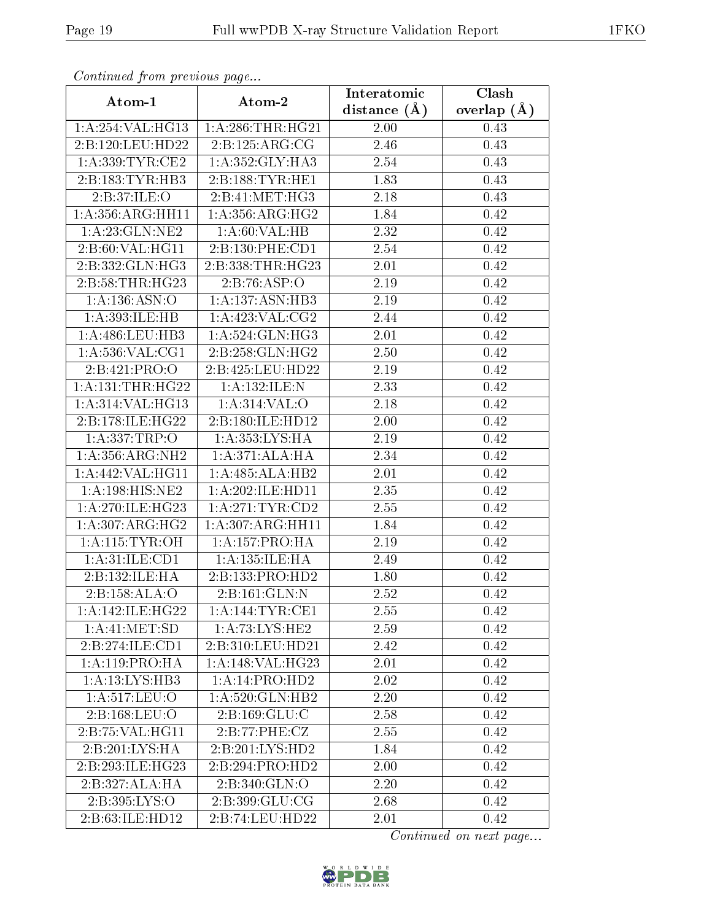*Continued from previous page...*

| Atom-1 | Atom-2 | Interatomic distance (Å) | Clash overlap (Å) |
| --- | --- | --- | --- |
| 1:A:254:VAL:HG13 | 1:A:286:THR:HG21 | 2.00 | 0.43 |
| 2:B:120:LEU:HD22 | 2:B:125:ARG:CG | 2.46 | 0.43 |
| 1:A:339:TYR:CE2 | 1:A:352:GLY:HA3 | 2.54 | 0.43 |
| 2:B:183:TYR:HB3 | 2:B:188:TYR:HE1 | 1.83 | 0.43 |
| 2:B:37:ILE:O | 2:B:41:MET:HG3 | 2.18 | 0.43 |
| 1:A:356:ARG:HH11 | 1:A:356:ARG:HG2 | 1.84 | 0.42 |
| 1:A:23:GLN:NE2 | 1:A:60:VAL:HB | 2.32 | 0.42 |
| 2:B:60:VAL:HG11 | 2:B:130:PHE:CD1 | 2.54 | 0.42 |
| 2:B:332:GLN:HG3 | 2:B:338:THR:HG23 | 2.01 | 0.42 |
| 2:B:58:THR:HG23 | 2:B:76:ASP:O | 2.19 | 0.42 |
| 1:A:136:ASN:O | 1:A:137:ASN:HB3 | 2.19 | 0.42 |
| 1:A:393:ILE:HB | 1:A:423:VAL:CG2 | 2.44 | 0.42 |
| 1:A:486:LEU:HB3 | 1:A:524:GLN:HG3 | 2.01 | 0.42 |
| 1:A:536:VAL:CG1 | 2:B:258:GLN:HG2 | 2.50 | 0.42 |
| 2:B:421:PRO:O | 2:B:425:LEU:HD22 | 2.19 | 0.42 |
| 1:A:131:THR:HG22 | 1:A:132:ILE:N | 2.33 | 0.42 |
| 1:A:314:VAL:HG13 | 1:A:314:VAL:O | 2.18 | 0.42 |
| 2:B:178:ILE:HG22 | 2:B:180:ILE:HD12 | 2.00 | 0.42 |
| 1:A:337:TRP:O | 1:A:353:LYS:HA | 2.19 | 0.42 |
| 1:A:356:ARG:NH2 | 1:A:371:ALA:HA | 2.34 | 0.42 |
| 1:A:442:VAL:HG11 | 1:A:485:ALA:HB2 | 2.01 | 0.42 |
| 1:A:198:HIS:NE2 | 1:A:202:ILE:HD11 | 2.35 | 0.42 |
| 1:A:270:ILE:HG23 | 1:A:271:TYR:CD2 | 2.55 | 0.42 |
| 1:A:307:ARG:HG2 | 1:A:307:ARG:HH11 | 1.84 | 0.42 |
| 1:A:115:TYR:OH | 1:A:157:PRO:HA | 2.19 | 0.42 |
| 1:A:31:ILE:CD1 | 1:A:135:ILE:HA | 2.49 | 0.42 |
| 2:B:132:ILE:HA | 2:B:133:PRO:HD2 | 1.80 | 0.42 |
| 2:B:158:ALA:O | 2:B:161:GLN:N | 2.52 | 0.42 |
| 1:A:142:ILE:HG22 | 1:A:144:TYR:CE1 | 2.55 | 0.42 |
| 1:A:41:MET:SD | 1:A:73:LYS:HE2 | 2.59 | 0.42 |
| 2:B:274:ILE:CD1 | 2:B:310:LEU:HD21 | 2.42 | 0.42 |
| 1:A:119:PRO:HA | 1:A:148:VAL:HG23 | 2.01 | 0.42 |
| 1:A:13:LYS:HB3 | 1:A:14:PRO:HD2 | 2.02 | 0.42 |
| 1:A:517:LEU:O | 1:A:520:GLN:HB2 | 2.20 | 0.42 |
| 2:B:168:LEU:O | 2:B:169:GLU:C | 2.58 | 0.42 |
| 2:B:75:VAL:HG11 | 2:B:77:PHE:CZ | 2.55 | 0.42 |
| 2:B:201:LYS:HA | 2:B:201:LYS:HD2 | 1.84 | 0.42 |
| 2:B:293:ILE:HG23 | 2:B:294:PRO:HD2 | 2.00 | 0.42 |
| 2:B:327:ALA:HA | 2:B:340:GLN:O | 2.20 | 0.42 |
| 2:B:395:LYS:O | 2:B:399:GLU:CG | 2.68 | 0.42 |
| 2:B:63:ILE:HD12 | 2:B:74:LEU:HD22 | 2.01 | 0.42 |

*Continued on next page...*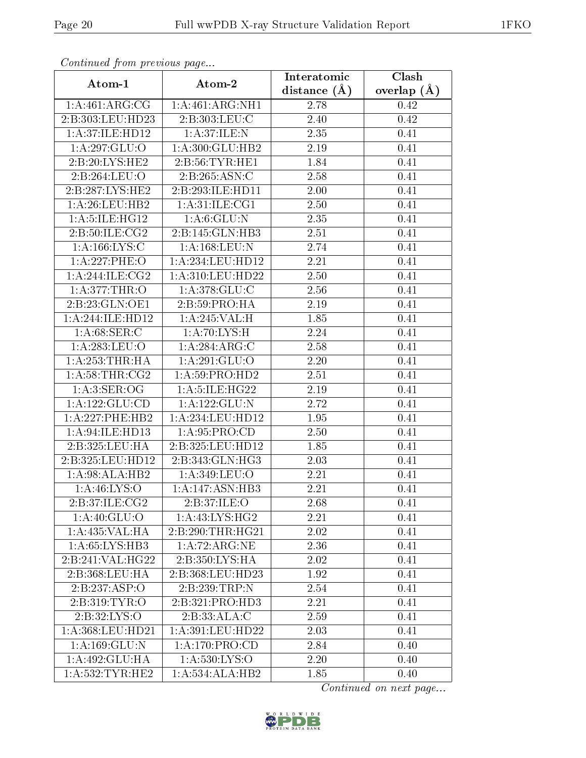*Continued from previous page...*

| Atom-1 | Atom-2 | Interatomic distance (Å) | Clash overlap (Å) |
|---|---|---|---|
| 1:A:461:ARG:CG | 1:A:461:ARG:NH1 | 2.78 | 0.42 |
| 2:B:303:LEU:HD23 | 2:B:303:LEU:C | 2.40 | 0.42 |
| 1:A:37:ILE:HD12 | 1:A:37:ILE:N | 2.35 | 0.41 |
| 1:A:297:GLU:O | 1:A:300:GLU:HB2 | 2.19 | 0.41 |
| 2:B:20:LYS:HE2 | 2:B:56:TYR:HE1 | 1.84 | 0.41 |
| 2:B:264:LEU:O | 2:B:265:ASN:C | 2.58 | 0.41 |
| 2:B:287:LYS:HE2 | 2:B:293:ILE:HD11 | 2.00 | 0.41 |
| 1:A:26:LEU:HB2 | 1:A:31:ILE:CG1 | 2.50 | 0.41 |
| 1:A:5:ILE:HG12 | 1:A:6:GLU:N | 2.35 | 0.41 |
| 2:B:50:ILE:CG2 | 2:B:145:GLN:HB3 | 2.51 | 0.41 |
| 1:A:166:LYS:C | 1:A:168:LEU:N | 2.74 | 0.41 |
| 1:A:227:PHE:O | 1:A:234:LEU:HD12 | 2.21 | 0.41 |
| 1:A:244:ILE:CG2 | 1:A:310:LEU:HD22 | 2.50 | 0.41 |
| 1:A:377:THR:O | 1:A:378:GLU:C | 2.56 | 0.41 |
| 2:B:23:GLN:OE1 | 2:B:59:PRO:HA | 2.19 | 0.41 |
| 1:A:244:ILE:HD12 | 1:A:245:VAL:H | 1.85 | 0.41 |
| 1:A:68:SER:C | 1:A:70:LYS:H | 2.24 | 0.41 |
| 1:A:283:LEU:O | 1:A:284:ARG:C | 2.58 | 0.41 |
| 1:A:253:THR:HA | 1:A:291:GLU:O | 2.20 | 0.41 |
| 1:A:58:THR:CG2 | 1:A:59:PRO:HD2 | 2.51 | 0.41 |
| 1:A:3:SER:OG | 1:A:5:ILE:HG22 | 2.19 | 0.41 |
| 1:A:122:GLU:CD | 1:A:122:GLU:N | 2.72 | 0.41 |
| 1:A:227:PHE:HB2 | 1:A:234:LEU:HD12 | 1.95 | 0.41 |
| 1:A:94:ILE:HD13 | 1:A:95:PRO:CD | 2.50 | 0.41 |
| 2:B:325:LEU:HA | 2:B:325:LEU:HD12 | 1.85 | 0.41 |
| 2:B:325:LEU:HD12 | 2:B:343:GLN:HG3 | 2.03 | 0.41 |
| 1:A:98:ALA:HB2 | 1:A:349:LEU:O | 2.21 | 0.41 |
| 1:A:46:LYS:O | 1:A:147:ASN:HB3 | 2.21 | 0.41 |
| 2:B:37:ILE:CG2 | 2:B:37:ILE:O | 2.68 | 0.41 |
| 1:A:40:GLU:O | 1:A:43:LYS:HG2 | 2.21 | 0.41 |
| 1:A:435:VAL:HA | 2:B:290:THR:HG21 | 2.02 | 0.41 |
| 1:A:65:LYS:HB3 | 1:A:72:ARG:NE | 2.36 | 0.41 |
| 2:B:241:VAL:HG22 | 2:B:350:LYS:HA | 2.02 | 0.41 |
| 2:B:368:LEU:HA | 2:B:368:LEU:HD23 | 1.92 | 0.41 |
| 2:B:237:ASP:O | 2:B:239:TRP:N | 2.54 | 0.41 |
| 2:B:319:TYR:O | 2:B:321:PRO:HD3 | 2.21 | 0.41 |
| 2:B:32:LYS:O | 2:B:33:ALA:C | 2.59 | 0.41 |
| 1:A:368:LEU:HD21 | 1:A:391:LEU:HD22 | 2.03 | 0.41 |
| 1:A:169:GLU:N | 1:A:170:PRO:CD | 2.84 | 0.40 |
| 1:A:492:GLU:HA | 1:A:530:LYS:O | 2.20 | 0.40 |
| 1:A:532:TYR:HE2 | 1:A:534:ALA:HB2 | 1.85 | 0.40 |

*Continued on next page...*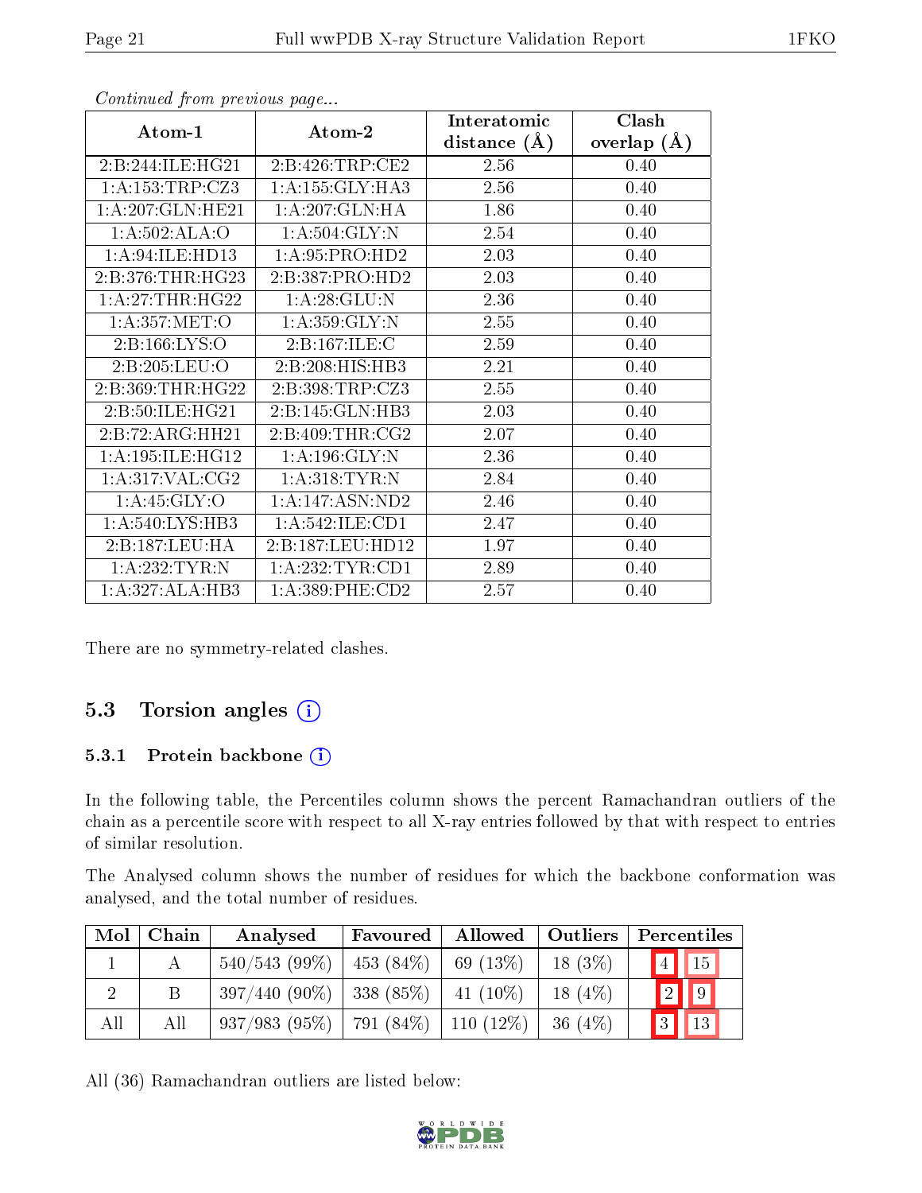*Continued from previous page...*

| Atom-1 | Atom-2 | Interatomic distance (Å) | Clash overlap (Å) |
|---|---|---|---|
| 2:B:244:ILE:HG21 | 2:B:426:TRP:CE2 | 2.56 | 0.40 |
| 1:A:153:TRP:CZ3 | 1:A:155:GLY:HA3 | 2.56 | 0.40 |
| 1:A:207:GLN:HE21 | 1:A:207:GLN:HA | 1.86 | 0.40 |
| 1:A:502:ALA:O | 1:A:504:GLY:N | 2.54 | 0.40 |
| 1:A:94:ILE:HD13 | 1:A:95:PRO:HD2 | 2.03 | 0.40 |
| 2:B:376:THR:HG23 | 2:B:387:PRO:HD2 | 2.03 | 0.40 |
| 1:A:27:THR:HG22 | 1:A:28:GLU:N | 2.36 | 0.40 |
| 1:A:357:MET:O | 1:A:359:GLY:N | 2.55 | 0.40 |
| 2:B:166:LYS:O | 2:B:167:ILE:C | 2.59 | 0.40 |
| 2:B:205:LEU:O | 2:B:208:HIS:HB3 | 2.21 | 0.40 |
| 2:B:369:THR:HG22 | 2:B:398:TRP:CZ3 | 2.55 | 0.40 |
| 2:B:50:ILE:HG21 | 2:B:145:GLN:HB3 | 2.03 | 0.40 |
| 2:B:72:ARG:HH21 | 2:B:409:THR:CG2 | 2.07 | 0.40 |
| 1:A:195:ILE:HG12 | 1:A:196:GLY:N | 2.36 | 0.40 |
| 1:A:317:VAL:CG2 | 1:A:318:TYR:N | 2.84 | 0.40 |
| 1:A:45:GLY:O | 1:A:147:ASN:ND2 | 2.46 | 0.40 |
| 1:A:540:LYS:HB3 | 1:A:542:ILE:CD1 | 2.47 | 0.40 |
| 2:B:187:LEU:HA | 2:B:187:LEU:HD12 | 1.97 | 0.40 |
| 1:A:232:TYR:N | 1:A:232:TYR:CD1 | 2.89 | 0.40 |
| 1:A:327:ALA:HB3 | 1:A:389:PHE:CD2 | 2.57 | 0.40 |

There are no symmetry-related clashes.

## 5.3 Torsion angles

### 5.3.1 Protein backbone

In the following table, the Percentiles column shows the percent Ramachandran outliers of the chain as a percentile score with respect to all X-ray entries followed by that with respect to entries of similar resolution.

The Analysed column shows the number of residues for which the backbone conformation was analysed, and the total number of residues.

| Mol | Chain | Analysed | Favoured | Allowed | Outliers | Percentiles | |
|---|---|---|---|---|---|---|---|
| 1 | A | 540/543 (99%) | 453 (84%) | 69 (13%) | 18 (3%) | 4 | 15 |
| 2 | B | 397/440 (90%) | 338 (85%) | 41 (10%) | 18 (4%) | 2 | 9 |
| All | All | 937/983 (95%) | 791 (84%) | 110 (12%) | 36 (4%) | 3 | 13 |

All (36) Ramachandran outliers are listed below: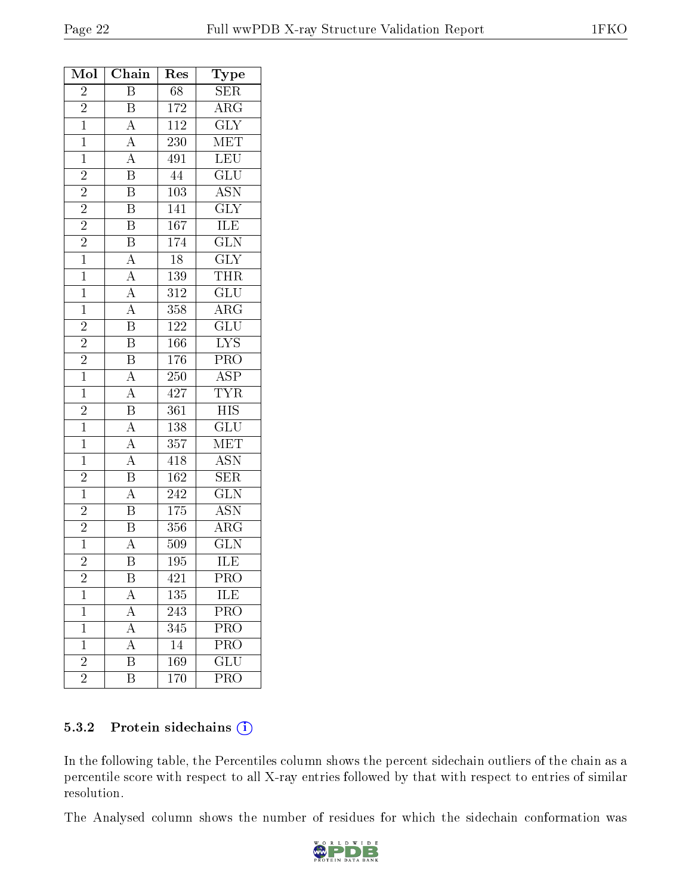| Mol | Chain | Res | Type |
|---|---|---|---|
| 2 | B | 68 | SER |
| 2 | B | 172 | ARG |
| 1 | A | 112 | GLY |
| 1 | A | 230 | MET |
| 1 | A | 491 | LEU |
| 2 | B | 44 | GLU |
| 2 | B | 103 | ASN |
| 2 | B | 141 | GLY |
| 2 | B | 167 | ILE |
| 2 | B | 174 | GLN |
| 1 | A | 18 | GLY |
| 1 | A | 139 | THR |
| 1 | A | 312 | GLU |
| 1 | A | 358 | ARG |
| 2 | B | 122 | GLU |
| 2 | B | 166 | LYS |
| 2 | B | 176 | PRO |
| 1 | A | 250 | ASP |
| 1 | A | 427 | TYR |
| 2 | B | 361 | HIS |
| 1 | A | 138 | GLU |
| 1 | A | 357 | MET |
| 1 | A | 418 | ASN |
| 2 | B | 162 | SER |
| 1 | A | 242 | GLN |
| 2 | B | 175 | ASN |
| 2 | B | 356 | ARG |
| 1 | A | 509 | GLN |
| 2 | B | 195 | ILE |
| 2 | B | 421 | PRO |
| 1 | A | 135 | ILE |
| 1 | A | 243 | PRO |
| 1 | A | 345 | PRO |
| 1 | A | 14 | PRO |
| 2 | B | 169 | GLU |
| 2 | B | 170 | PRO |

### 5.3.2 Protein sidechains (i)

In the following table, the Percentiles column shows the percent sidechain outliers of the chain as a percentile score with respect to all X-ray entries followed by that with respect to entries of similar resolution.

The Analysed column shows the number of residues for which the sidechain conformation was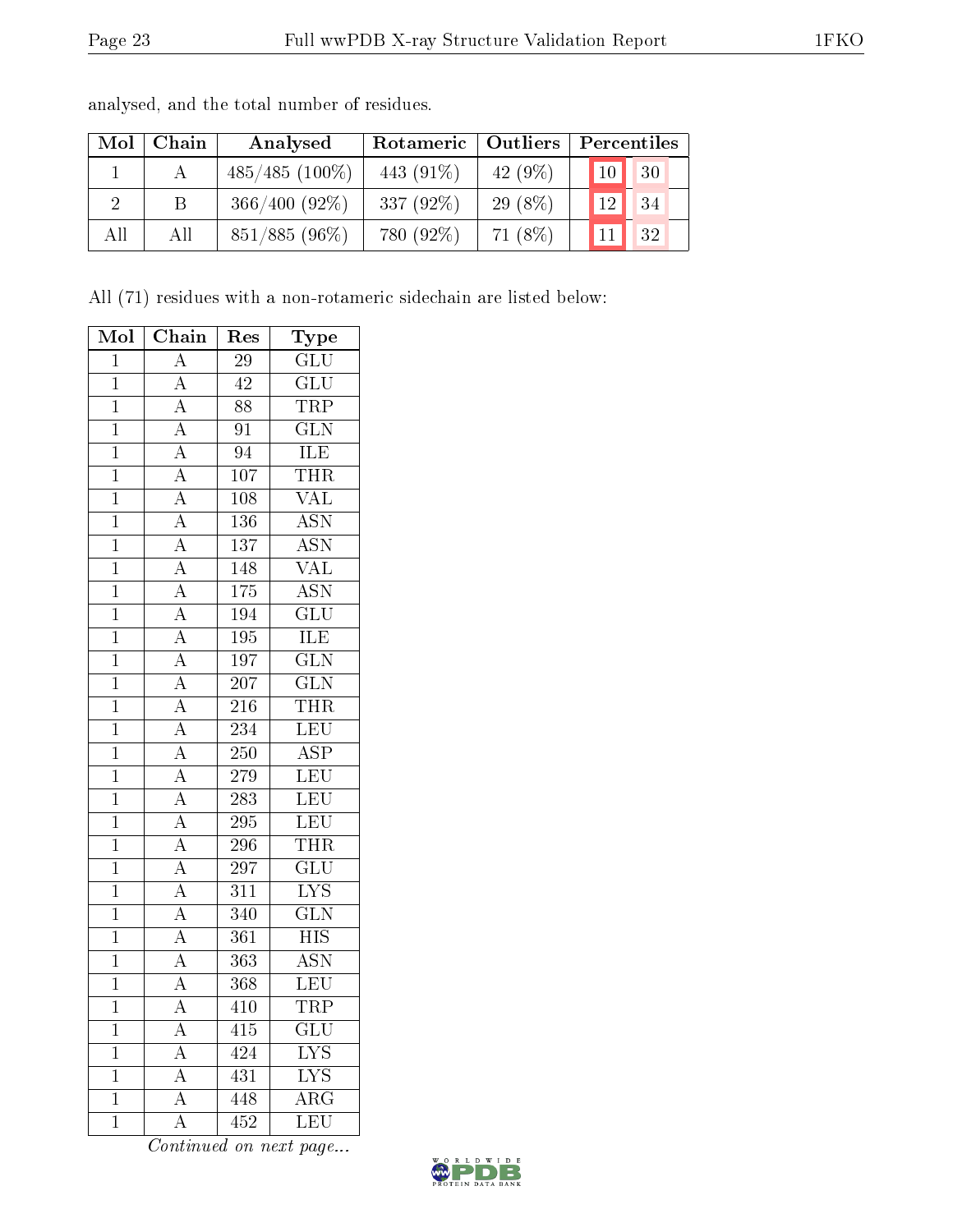analysed, and the total number of residues.

| Mol | Chain | Analysed | Rotameric | Outliers | Percentiles | |
|---|---|---|---|---|---|---|
| 1 | A | 485/485 (100%) | 443 (91%) | 42 (9%) | 10 | 30 |
| 2 | B | 366/400 (92%) | 337 (92%) | 29 (8%) | 12 | 34 |
| All | All | 851/885 (96%) | 780 (92%) | 71 (8%) | 11 | 32 |

All (71) residues with a non-rotameric sidechain are listed below:

| Mol | Chain | Res | Type |
|---|---|---|---|
| 1 | A | 29 | GLU |
| 1 | A | 42 | GLU |
| 1 | A | 88 | TRP |
| 1 | A | 91 | GLN |
| 1 | A | 94 | ILE |
| 1 | A | 107 | THR |
| 1 | A | 108 | VAL |
| 1 | A | 136 | ASN |
| 1 | A | 137 | ASN |
| 1 | A | 148 | VAL |
| 1 | A | 175 | ASN |
| 1 | A | 194 | GLU |
| 1 | A | 195 | ILE |
| 1 | A | 197 | GLN |
| 1 | A | 207 | GLN |
| 1 | A | 216 | THR |
| 1 | A | 234 | LEU |
| 1 | A | 250 | ASP |
| 1 | A | 279 | LEU |
| 1 | A | 283 | LEU |
| 1 | A | 295 | LEU |
| 1 | A | 296 | THR |
| 1 | A | 297 | GLU |
| 1 | A | 311 | LYS |
| 1 | A | 340 | GLN |
| 1 | A | 361 | HIS |
| 1 | A | 363 | ASN |
| 1 | A | 368 | LEU |
| 1 | A | 410 | TRP |
| 1 | A | 415 | GLU |
| 1 | A | 424 | LYS |
| 1 | A | 431 | LYS |
| 1 | A | 448 | ARG |
| 1 | A | 452 | LEU |

*Continued on next page...*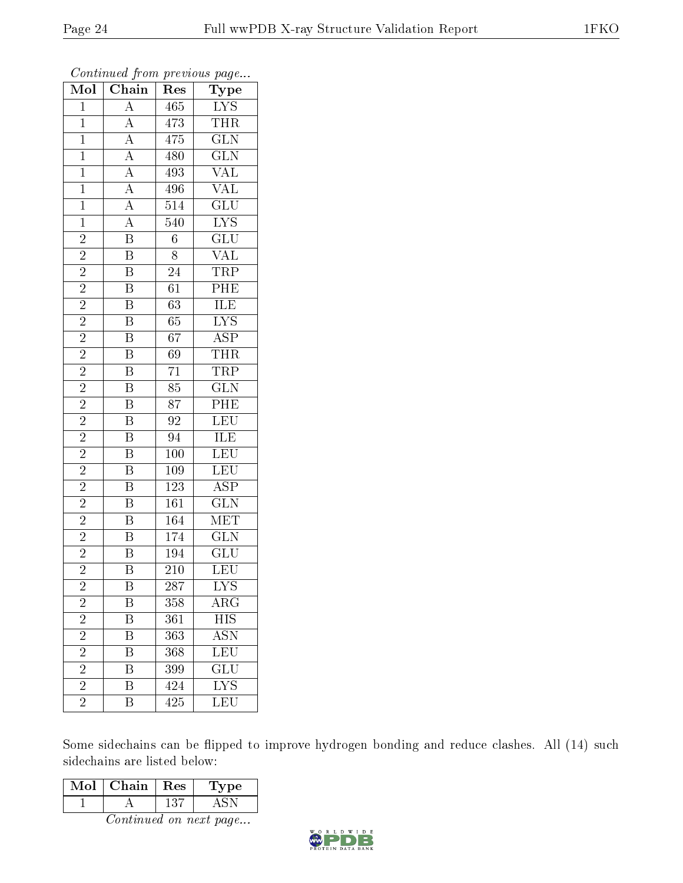*Continued from previous page...*

| Mol | Chain | Res | Type |
|---|---|---|---|
| 1 | A | 465 | LYS |
| 1 | A | 473 | THR |
| 1 | A | 475 | GLN |
| 1 | A | 480 | GLN |
| 1 | A | 493 | VAL |
| 1 | A | 496 | VAL |
| 1 | A | 514 | GLU |
| 1 | A | 540 | LYS |
| 2 | B | 6 | GLU |
| 2 | B | 8 | VAL |
| 2 | B | 24 | TRP |
| 2 | B | 61 | PHE |
| 2 | B | 63 | ILE |
| 2 | B | 65 | LYS |
| 2 | B | 67 | ASP |
| 2 | B | 69 | THR |
| 2 | B | 71 | TRP |
| 2 | B | 85 | GLN |
| 2 | B | 87 | PHE |
| 2 | B | 92 | LEU |
| 2 | B | 94 | ILE |
| 2 | B | 100 | LEU |
| 2 | B | 109 | LEU |
| 2 | B | 123 | ASP |
| 2 | B | 161 | GLN |
| 2 | B | 164 | MET |
| 2 | B | 174 | GLN |
| 2 | B | 194 | GLU |
| 2 | B | 210 | LEU |
| 2 | B | 287 | LYS |
| 2 | B | 358 | ARG |
| 2 | B | 361 | HIS |
| 2 | B | 363 | ASN |
| 2 | B | 368 | LEU |
| 2 | B | 399 | GLU |
| 2 | B | 424 | LYS |
| 2 | B | 425 | LEU |

Some sidechains can be flipped to improve hydrogen bonding and reduce clashes. All (14) such sidechains are listed below:

| Mol | Chain | Res | Type |
|---|---|---|---|
| 1 | A | 137 | ASN |

*Continued on next page...*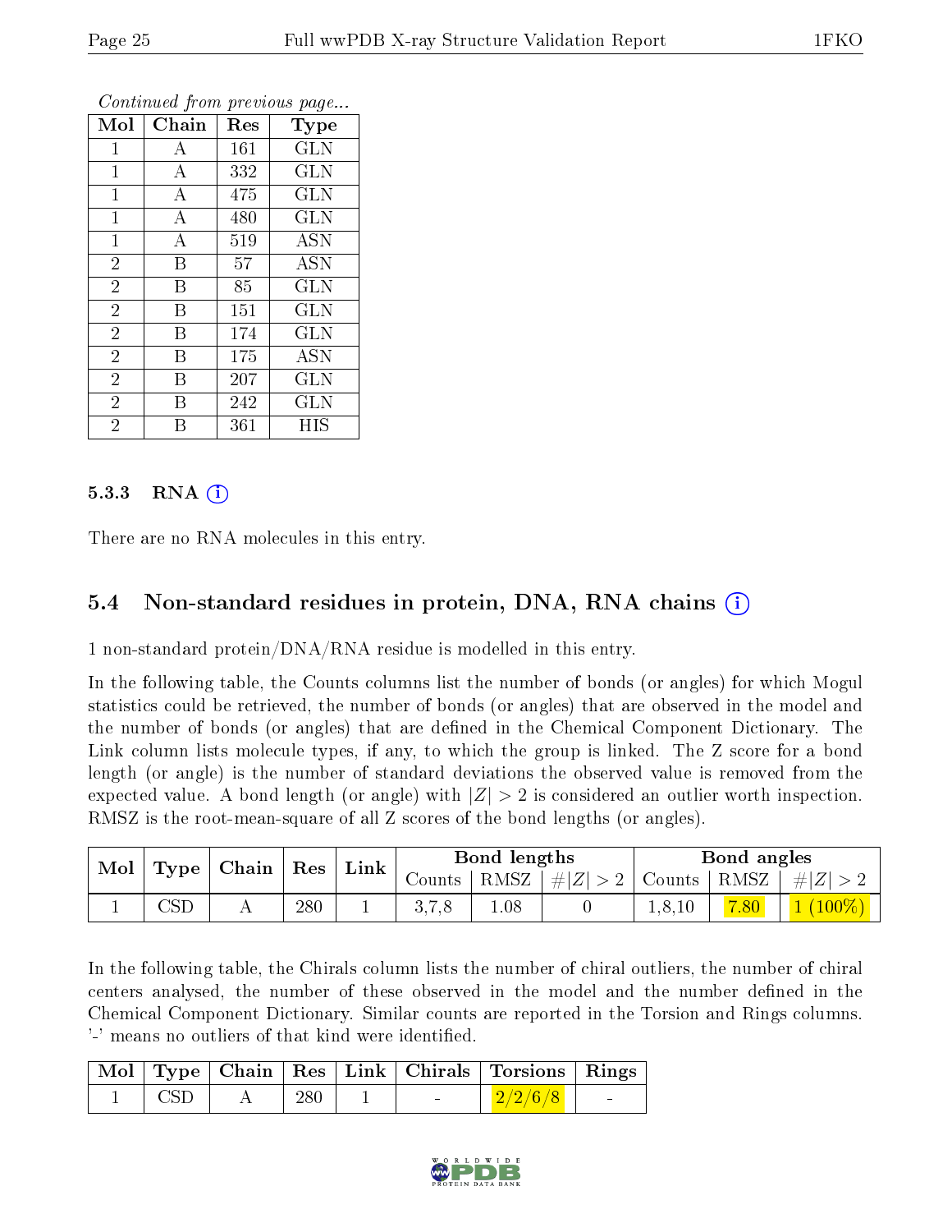*Continued from previous page...*

| Mol | Chain | Res | Type |
|---|---|---|---|
| 1 | A | 161 | GLN |
| 1 | A | 332 | GLN |
| 1 | A | 475 | GLN |
| 1 | A | 480 | GLN |
| 1 | A | 519 | ASN |
| 2 | B | 57 | ASN |
| 2 | B | 85 | GLN |
| 2 | B | 151 | GLN |
| 2 | B | 174 | GLN |
| 2 | B | 175 | ASN |
| 2 | B | 207 | GLN |
| 2 | B | 242 | GLN |
| 2 | B | 361 | HIS |

#### 5.3.3 RNA

There are no RNA molecules in this entry.

### 5.4 Non-standard residues in protein, DNA, RNA chains

1 non-standard protein/DNA/RNA residue is modelled in this entry.

In the following table, the Counts columns list the number of bonds (or angles) for which Mogul statistics could be retrieved, the number of bonds (or angles) that are observed in the model and the number of bonds (or angles) that are defined in the Chemical Component Dictionary. The Link column lists molecule types, if any, to which the group is linked. The Z score for a bond length (or angle) is the number of standard deviations the observed value is removed from the expected value. A bond length (or angle) with $|Z| > 2$ is considered an outlier worth inspection. RMSZ is the root-mean-square of all Z scores of the bond lengths (or angles).

| Mol | Type | Chain | Res | Link | Bond lengths | | | Bond angles | | |
|---|---|---|---|---|---|---|---|---|---|---|
| | | | | | Counts | RMSZ | $\#\|Z\| > 2$ | Counts | RMSZ | $\#\|Z\| > 2$ |
| 1 | CSD | A | 280 | 1 | 3,7,8 | 1.08 | 0 | 1,8,10 | 7.80 | 1 (100%) |

In the following table, the Chirals column lists the number of chiral outliers, the number of chiral centers analysed, the number of these observed in the model and the number defined in the Chemical Component Dictionary. Similar counts are reported in the Torsion and Rings columns. '-' means no outliers of that kind were identified.

| Mol | Type | Chain | Res | Link | Chirals | Torsions | Rings |
|---|---|---|---|---|---|---|---|
| 1 | CSD | A | 280 | 1 | - | 2/2/6/8 | - |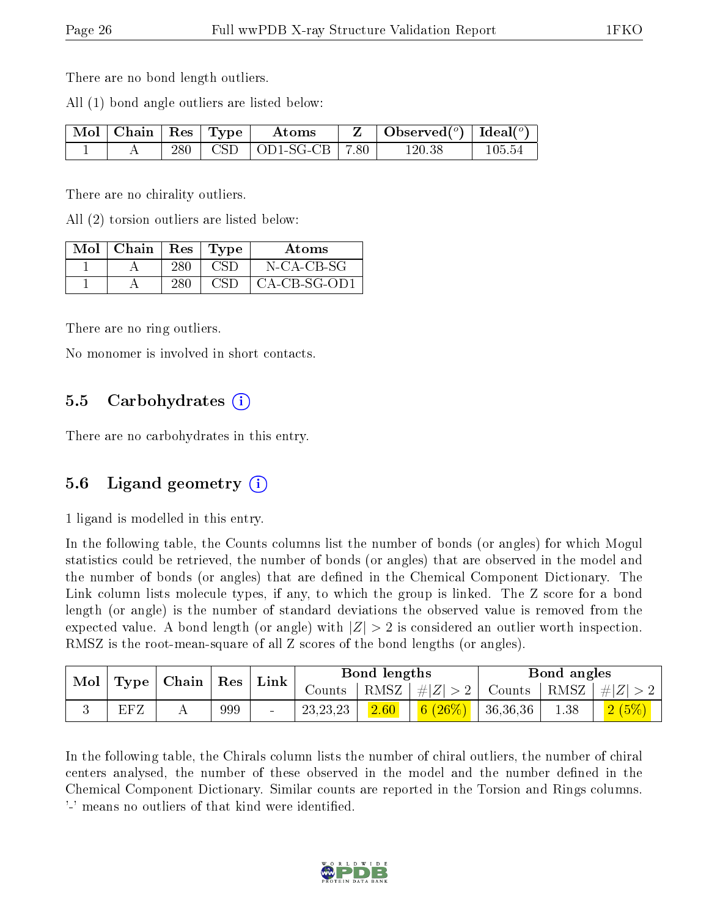There are no bond length outliers.

All (1) bond angle outliers are listed below:

| Mol | Chain | Res | Type | Atoms | Z | Observed(°) | Ideal(°) |
|---|---|---|---|---|---|---|---|
| 1 | A | 280 | CSD | OD1-SG-CB | 7.80 | 120.38 | 105.54 |

There are no chirality outliers.

All (2) torsion outliers are listed below:

| Mol | Chain | Res | Type | Atoms |
|---|---|---|---|---|
| 1 | A | 280 | CSD | N-CA-CB-SG |
| 1 | A | 280 | CSD | CA-CB-SG-OD1 |

There are no ring outliers.

No monomer is involved in short contacts.

## 5.5 Carbohydrates

There are no carbohydrates in this entry.

## 5.6 Ligand geometry

1 ligand is modelled in this entry.

In the following table, the Counts columns list the number of bonds (or angles) for which Mogul statistics could be retrieved, the number of bonds (or angles) that are observed in the model and the number of bonds (or angles) that are defined in the Chemical Component Dictionary. The Link column lists molecule types, if any, to which the group is linked. The Z score for a bond length (or angle) is the number of standard deviations the observed value is removed from the expected value. A bond length (or angle) with $|Z| > 2$ is considered an outlier worth inspection. RMSZ is the root-mean-square of all Z scores of the bond lengths (or angles).

| Mol | Type | Chain | Res | Link | Bond lengths | | | Bond angles | | |
|---|---|---|---|---|---|---|---|---|---|---|
| | | | | | Counts | RMSZ | #$\|Z\| > 2$ | Counts | RMSZ | #$\|Z\| > 2$ |
| 3 | EFZ | A | 999 | - | 23,23,23 | 2.60 | 6 (26%) | 36,36,36 | 1.38 | 2 (5%) |

In the following table, the Chirals column lists the number of chiral outliers, the number of chiral centers analysed, the number of these observed in the model and the number defined in the Chemical Component Dictionary. Similar counts are reported in the Torsion and Rings columns. '-' means no outliers of that kind were identified.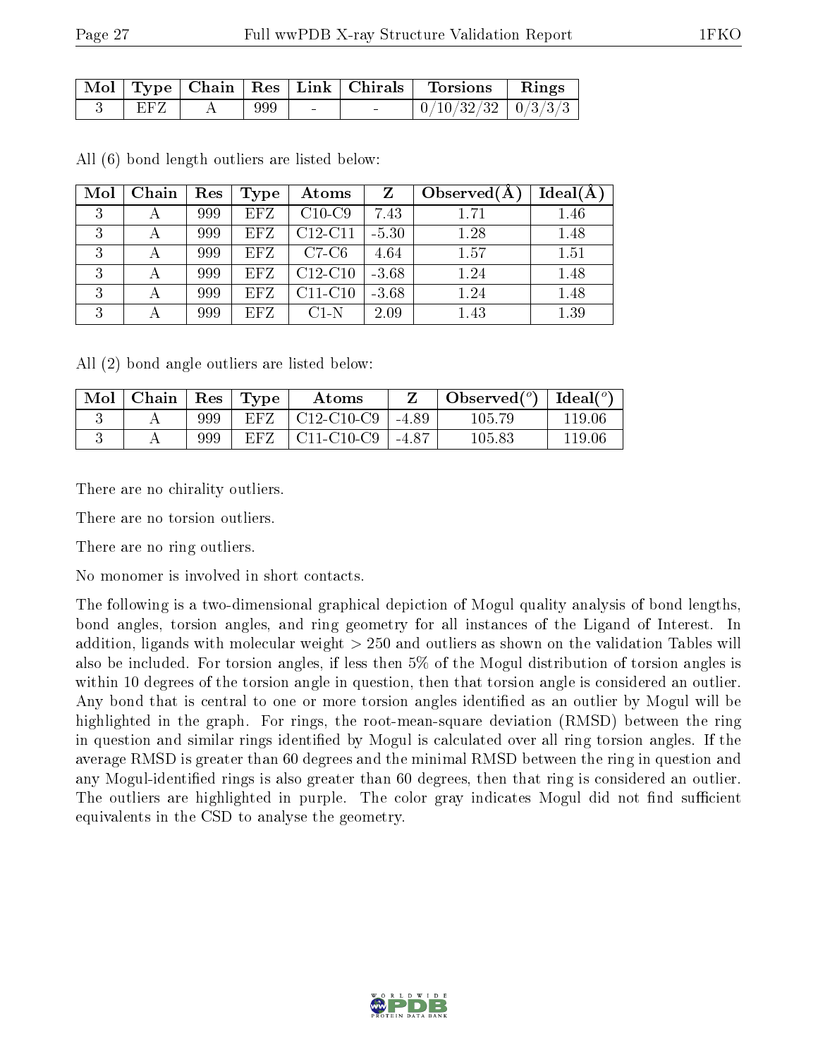| Mol | Type | Chain | Res | Link | Chirals | Torsions | Rings |
|---|---|---|---|---|---|---|---|
| 3 | EFZ | A | 999 | - | - | 0/10/32/32 | 0/3/3/3 |

All (6) bond length outliers are listed below:

| Mol | Chain | Res | Type | Atoms | Z | Observed(Å) | Ideal(Å) |
|---|---|---|---|---|---|---|---|
| 3 | A | 999 | EFZ | C10-C9 | 7.43 | 1.71 | 1.46 |
| 3 | A | 999 | EFZ | C12-C11 | -5.30 | 1.28 | 1.48 |
| 3 | A | 999 | EFZ | C7-C6 | 4.64 | 1.57 | 1.51 |
| 3 | A | 999 | EFZ | C12-C10 | -3.68 | 1.24 | 1.48 |
| 3 | A | 999 | EFZ | C11-C10 | -3.68 | 1.24 | 1.48 |
| 3 | A | 999 | EFZ | C1-N | 2.09 | 1.43 | 1.39 |

All (2) bond angle outliers are listed below:

| Mol | Chain | Res | Type | Atoms | Z | Observed($^o$) | Ideal($^o$) |
|---|---|---|---|---|---|---|---|
| 3 | A | 999 | EFZ | C12-C10-C9 | -4.89 | 105.79 | 119.06 |
| 3 | A | 999 | EFZ | C11-C10-C9 | -4.87 | 105.83 | 119.06 |

There are no chirality outliers.

There are no torsion outliers.

There are no ring outliers.

No monomer is involved in short contacts.

The following is a two-dimensional graphical depiction of Mogul quality analysis of bond lengths, bond angles, torsion angles, and ring geometry for all instances of the Ligand of Interest. In addition, ligands with molecular weight > 250 and outliers as shown on the validation Tables will also be included. For torsion angles, if less then 5% of the Mogul distribution of torsion angles is within 10 degrees of the torsion angle in question, then that torsion angle is considered an outlier. Any bond that is central to one or more torsion angles identified as an outlier by Mogul will be highlighted in the graph. For rings, the root-mean-square deviation (RMSD) between the ring in question and similar rings identified by Mogul is calculated over all ring torsion angles. If the average RMSD is greater than 60 degrees and the minimal RMSD between the ring in question and any Mogul-identified rings is also greater than 60 degrees, then that ring is considered an outlier. The outliers are highlighted in purple. The color gray indicates Mogul did not find sufficient equivalents in the CSD to analyse the geometry.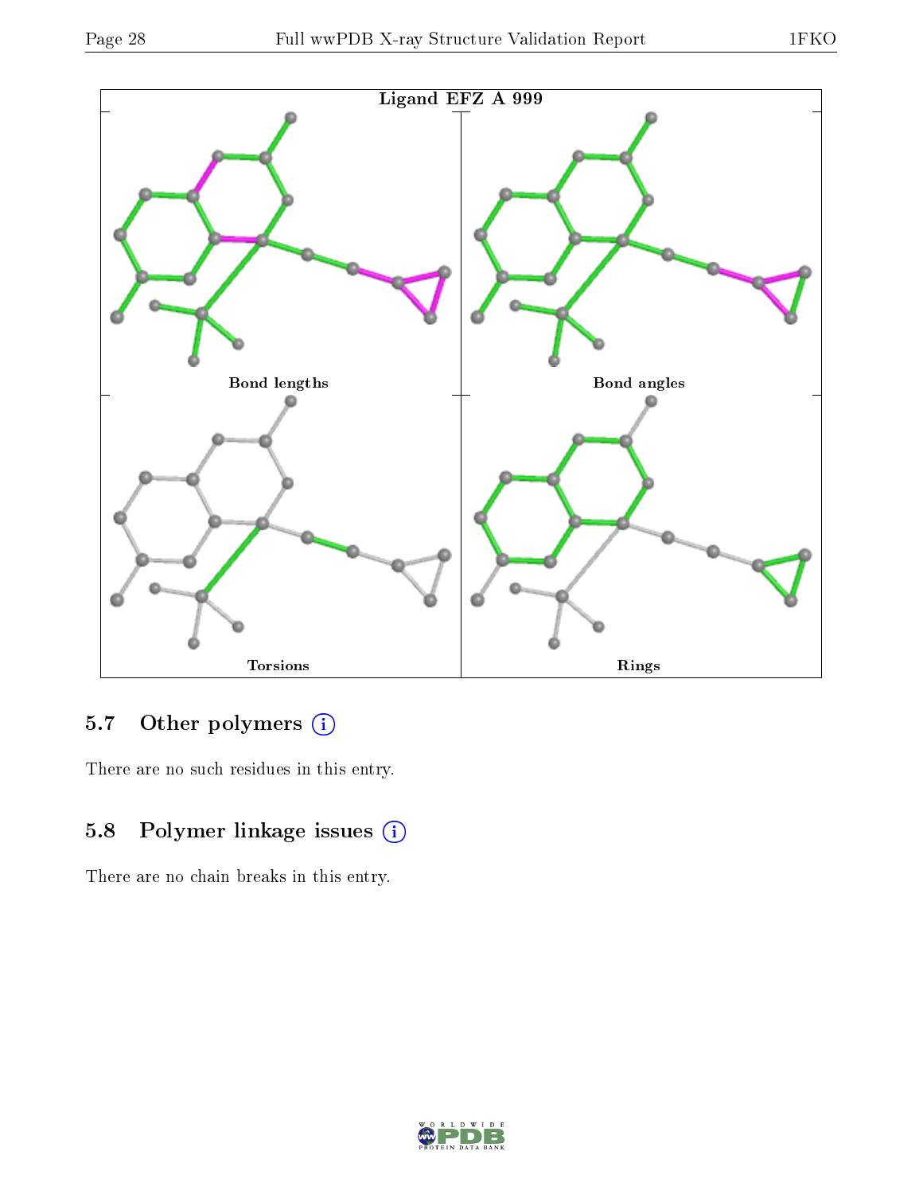Ligand EFZ A 999

Bond lengths

Bond angles

Torsions

Rings

### 5.7 Other polymers

There are no such residues in this entry.

### 5.8 Polymer linkage issues

There are no chain breaks in this entry.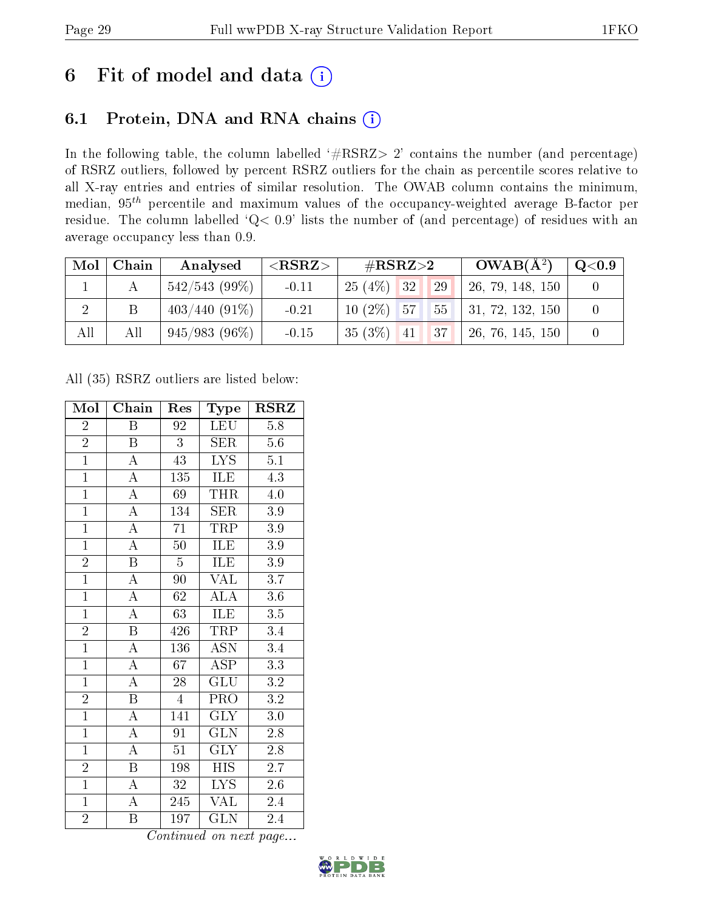# 6 Fit of model and data (i)

## 6.1 Protein, DNA and RNA chains (i)

In the following table, the column labelled '#RSRZ> 2' contains the number (and percentage) of RSRZ outliers, followed by percent RSRZ outliers for the chain as percentile scores relative to all X-ray entries and entries of similar resolution. The OWAB column contains the minimum, median, $95^{th}$ percentile and maximum values of the occupancy-weighted average B-factor per residue. The column labelled 'Q< 0.9' lists the number of (and percentage) of residues with an average occupancy less than 0.9.

| Mol | Chain | Analysed | <RSRZ> | #RSRZ>2 | | | OWAB(Å$^2$) | Q<0.9 |
|---|---|---|---|---|---|---|---|---|
| 1 | A | 542/543 (99%) | -0.11 | 25 (4%) | 32 | 29 | 26, 79, 148, 150 | 0 |
| 2 | B | 403/440 (91%) | -0.21 | 10 (2%) | 57 | 55 | 31, 72, 132, 150 | 0 |
| All | All | 945/983 (96%) | -0.15 | 35 (3%) | 41 | 37 | 26, 76, 145, 150 | 0 |

All (35) RSRZ outliers are listed below:

| Mol | Chain | Res | Type | RSRZ |
|---|---|---|---|---|
| 2 | B | 92 | LEU | 5.8 |
| 2 | B | 3 | SER | 5.6 |
| 1 | A | 43 | LYS | 5.1 |
| 1 | A | 135 | ILE | 4.3 |
| 1 | A | 69 | THR | 4.0 |
| 1 | A | 134 | SER | 3.9 |
| 1 | A | 71 | TRP | 3.9 |
| 1 | A | 50 | ILE | 3.9 |
| 2 | B | 5 | ILE | 3.9 |
| 1 | A | 90 | VAL | 3.7 |
| 1 | A | 62 | ALA | 3.6 |
| 1 | A | 63 | ILE | 3.5 |
| 2 | B | 426 | TRP | 3.4 |
| 1 | A | 136 | ASN | 3.4 |
| 1 | A | 67 | ASP | 3.3 |
| 1 | A | 28 | GLU | 3.2 |
| 2 | B | 4 | PRO | 3.2 |
| 1 | A | 141 | GLY | 3.0 |
| 1 | A | 91 | GLN | 2.8 |
| 1 | A | 51 | GLY | 2.8 |
| 2 | B | 198 | HIS | 2.7 |
| 1 | A | 32 | LYS | 2.6 |
| 1 | A | 245 | VAL | 2.4 |
| 2 | B | 197 | GLN | 2.4 |

*Continued on next page...*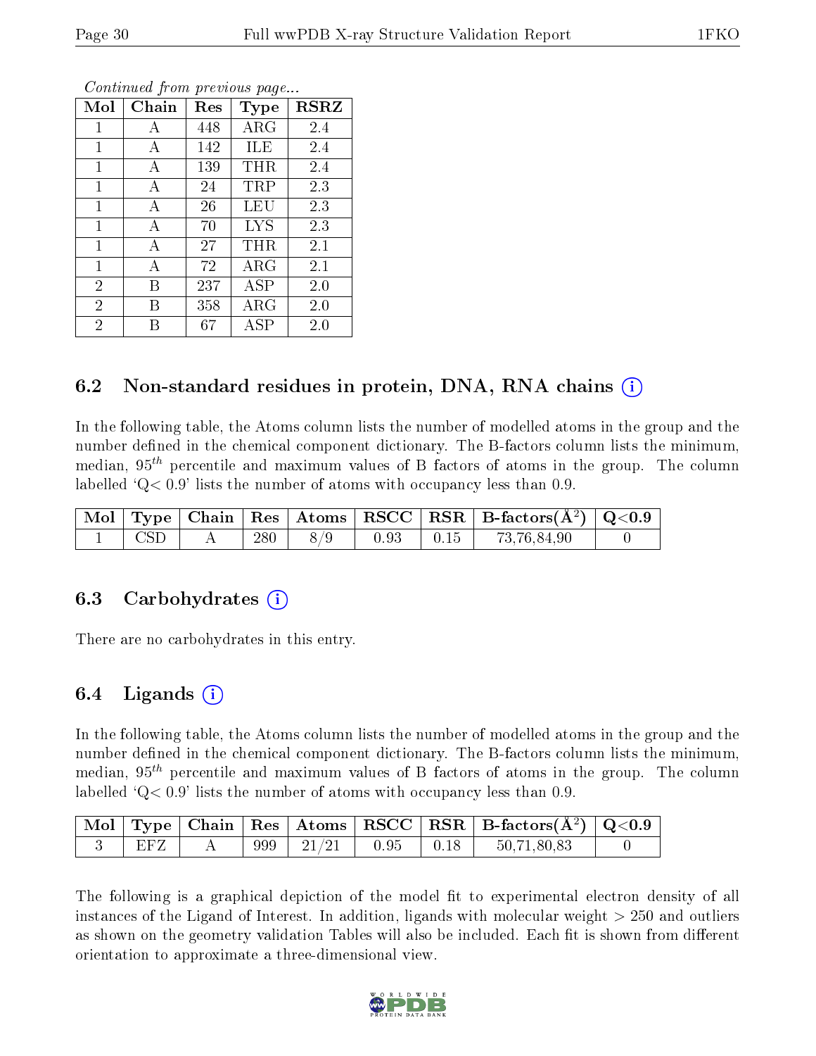*Continued from previous page...*

| Mol | Chain | Res | Type | RSRZ |
|---|---|---|---|---|
| 1 | A | 448 | ARG | 2.4 |
| 1 | A | 142 | ILE | 2.4 |
| 1 | A | 139 | THR | 2.4 |
| 1 | A | 24 | TRP | 2.3 |
| 1 | A | 26 | LEU | 2.3 |
| 1 | A | 70 | LYS | 2.3 |
| 1 | A | 27 | THR | 2.1 |
| 1 | A | 72 | ARG | 2.1 |
| 2 | B | 237 | ASP | 2.0 |
| 2 | B | 358 | ARG | 2.0 |
| 2 | B | 67 | ASP | 2.0 |

## 6.2 Non-standard residues in protein, DNA, RNA chains

In the following table, the Atoms column lists the number of modelled atoms in the group and the number defined in the chemical component dictionary. The B-factors column lists the minimum, median, $95^{th}$ percentile and maximum values of B factors of atoms in the group. The column labelled 'Q< 0.9' lists the number of atoms with occupancy less than 0.9.

| Mol | Type | Chain | Res | Atoms | RSCC | RSR | B-factors($Å^2$) | Q<0.9 |
|---|---|---|---|---|---|---|---|---|
| 1 | CSD | A | 280 | 8/9 | 0.93 | 0.15 | 73,76,84,90 | 0 |

## 6.3 Carbohydrates

There are no carbohydrates in this entry.

## 6.4 Ligands

In the following table, the Atoms column lists the number of modelled atoms in the group and the number defined in the chemical component dictionary. The B-factors column lists the minimum, median, $95^{th}$ percentile and maximum values of B factors of atoms in the group. The column labelled 'Q< 0.9' lists the number of atoms with occupancy less than 0.9.

| Mol | Type | Chain | Res | Atoms | RSCC | RSR | B-factors($Å^2$) | Q<0.9 |
|---|---|---|---|---|---|---|---|---|
| 3 | EFZ | A | 999 | 21/21 | 0.95 | 0.18 | 50,71,80,83 | 0 |

The following is a graphical depiction of the model fit to experimental electron density of all instances of the Ligand of Interest. In addition, ligands with molecular weight > 250 and outliers as shown on the geometry validation Tables will also be included. Each fit is shown from different orientation to approximate a three-dimensional view.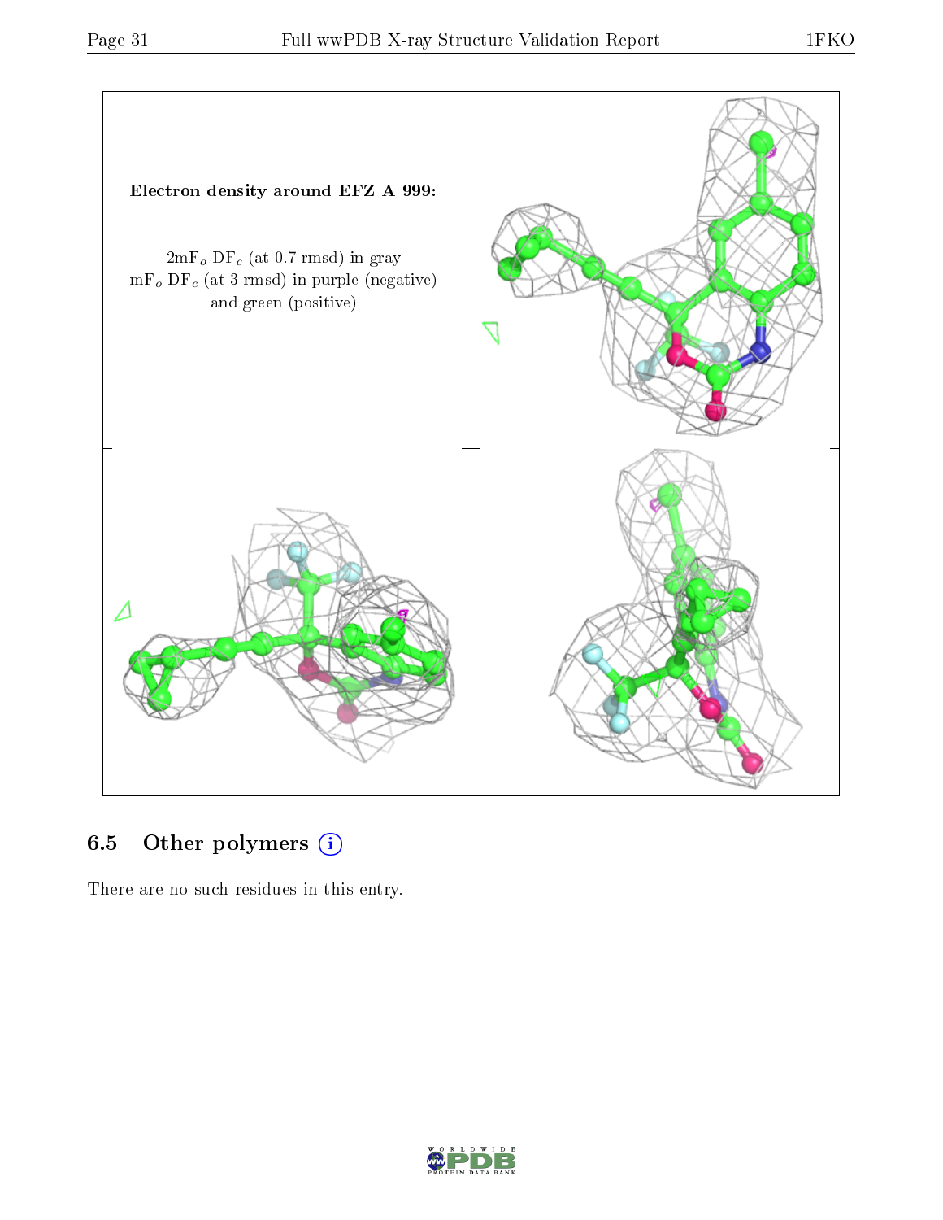**Electron density around EFZ A 999:**

$2mF_o$-$DF_c$ (at 0.7 rmsd) in gray
$mF_o$-$DF_c$ (at 3 rmsd) in purple (negative)
and green (positive)

## 6.5 Other polymers

There are no such residues in this entry.